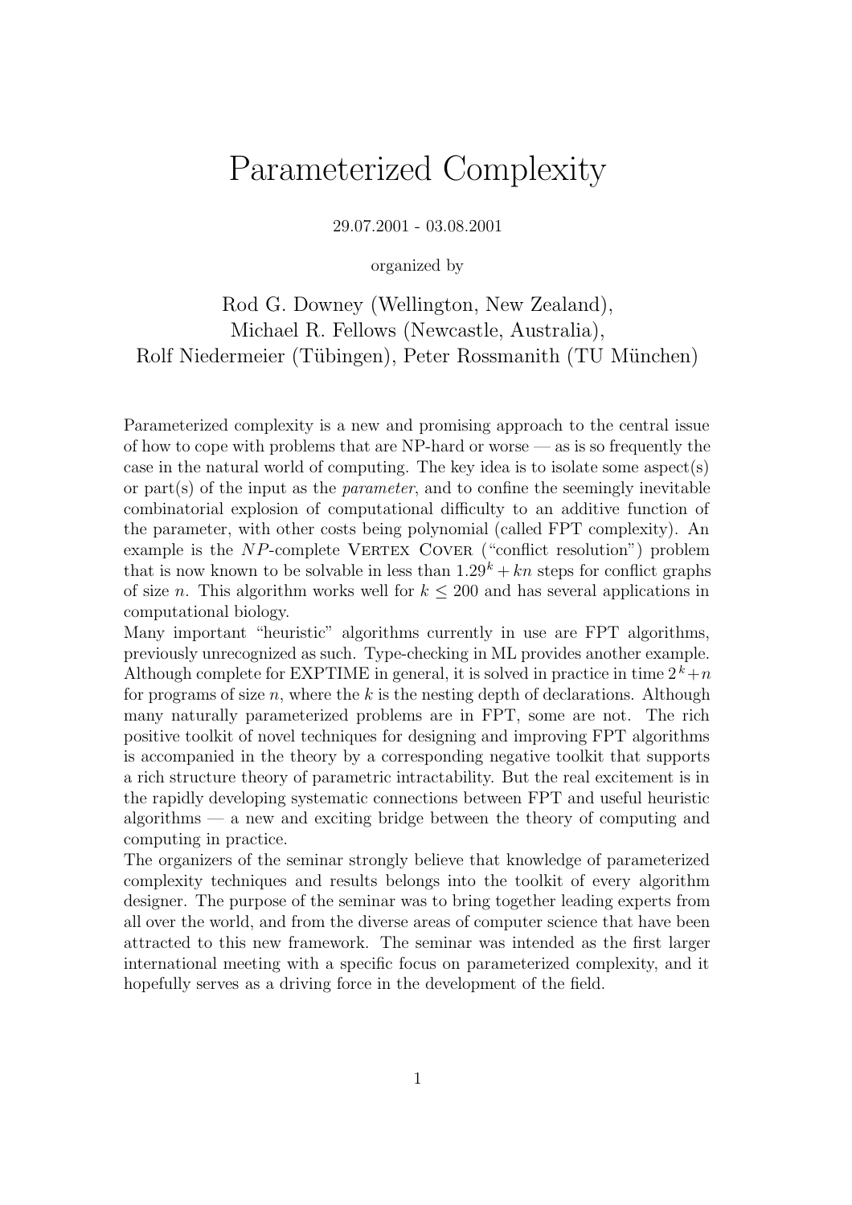# Parameterized Complexity

29.07.2001 - 03.08.2001

organized by

Rod G. Downey (Wellington, New Zealand),
Michael R. Fellows (Newcastle, Australia),
Rolf Niedermeier (Tübingen), Peter Rossmanith (TU München)

Parameterized complexity is a new and promising approach to the central issue of how to cope with problems that are NP-hard or worse — as is so frequently the case in the natural world of computing. The key idea is to isolate some aspect(s) or part(s) of the input as the *parameter*, and to confine the seemingly inevitable combinatorial explosion of computational difficulty to an additive function of the parameter, with other costs being polynomial (called FPT complexity). An example is the $NP$-complete Vertex Cover ("conflict resolution") problem that is now known to be solvable in less than $1.29^k + kn$ steps for conflict graphs of size $n$. This algorithm works well for $k \leq 200$ and has several applications in computational biology.
Many important "heuristic" algorithms currently in use are FPT algorithms, previously unrecognized as such. Type-checking in ML provides another example. Although complete for EXPTIME in general, it is solved in practice in time $2^k + n$ for programs of size $n$, where the $k$ is the nesting depth of declarations. Although many naturally parameterized problems are in FPT, some are not. The rich positive toolkit of novel techniques for designing and improving FPT algorithms is accompanied in the theory by a corresponding negative toolkit that supports a rich structure theory of parametric intractability. But the real excitement is in the rapidly developing systematic connections between FPT and useful heuristic algorithms — a new and exciting bridge between the theory of computing and computing in practice.
The organizers of the seminar strongly believe that knowledge of parameterized complexity techniques and results belongs into the toolkit of every algorithm designer. The purpose of the seminar was to bring together leading experts from all over the world, and from the diverse areas of computer science that have been attracted to this new framework. The seminar was intended as the first larger international meeting with a specific focus on parameterized complexity, and it hopefully serves as a driving force in the development of the field.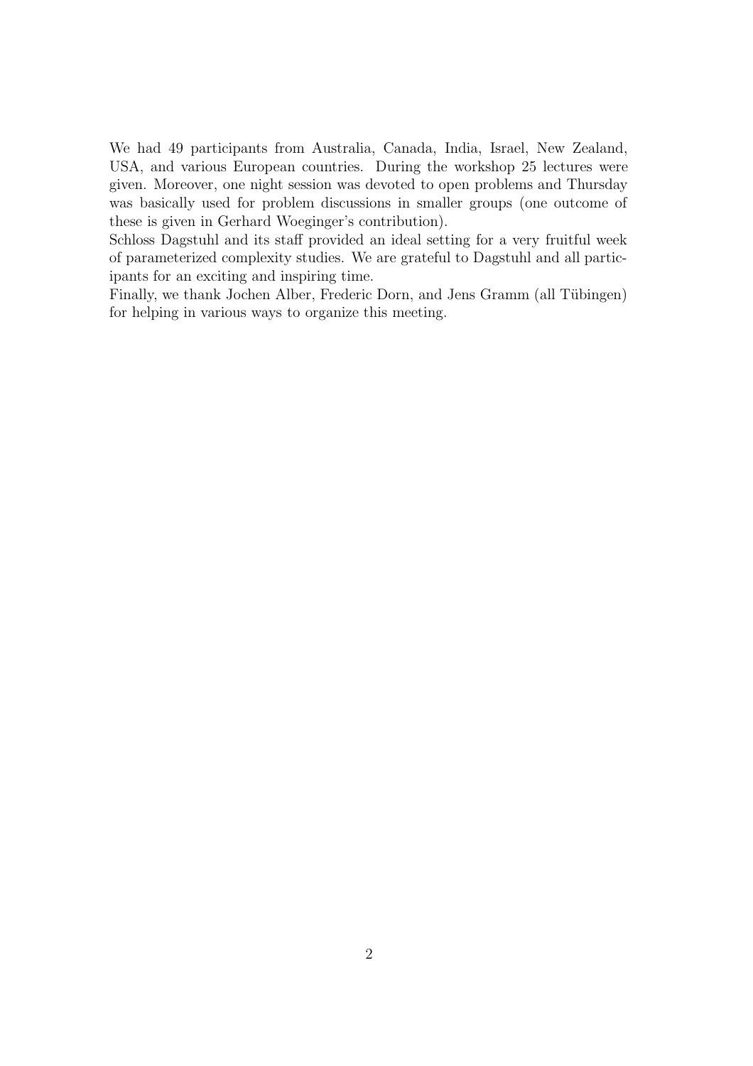We had 49 participants from Australia, Canada, India, Israel, New Zealand, USA, and various European countries. During the workshop 25 lectures were given. Moreover, one night session was devoted to open problems and Thursday was basically used for problem discussions in smaller groups (one outcome of these is given in Gerhard Woeginger's contribution).

Schloss Dagstuhl and its staff provided an ideal setting for a very fruitful week of parameterized complexity studies. We are grateful to Dagstuhl and all participants for an exciting and inspiring time.

Finally, we thank Jochen Alber, Frederic Dorn, and Jens Gramm (all Tübingen) for helping in various ways to organize this meeting.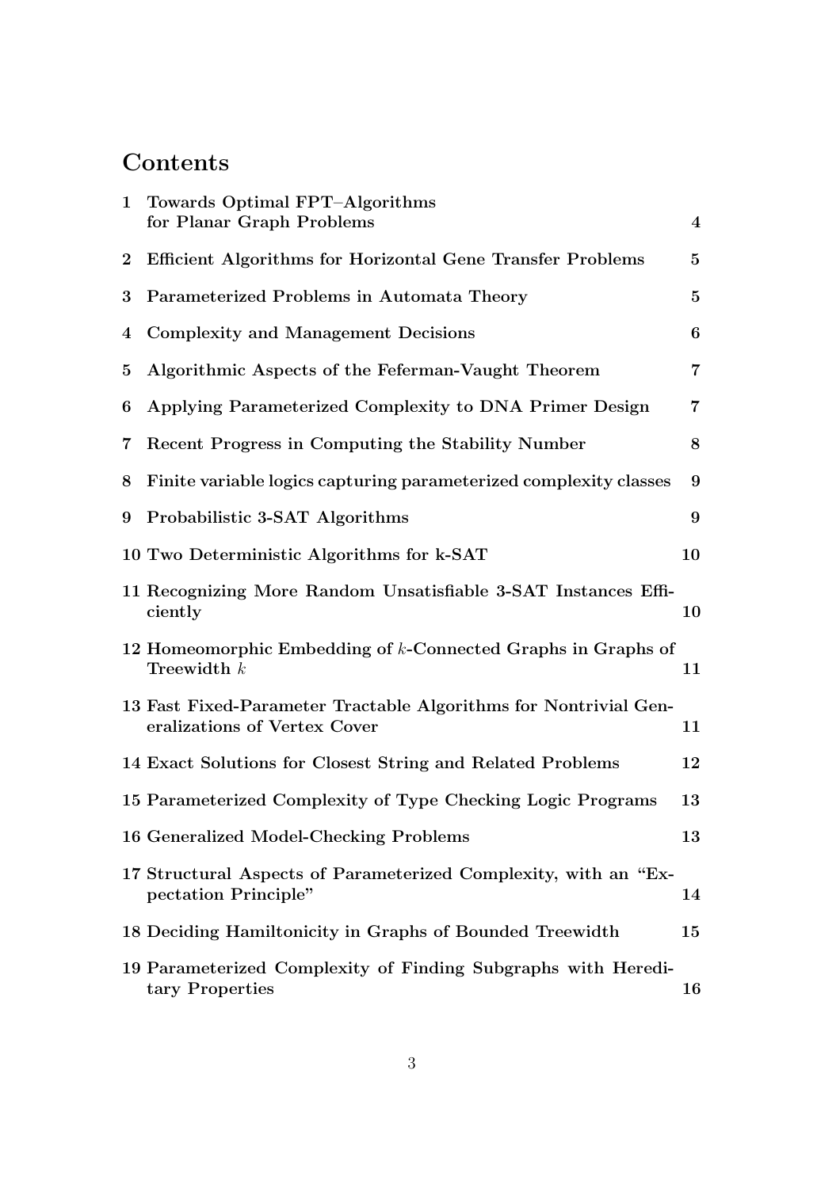# Contents

| | | |
|---|---|---|
| 1 | **Towards Optimal FPT–Algorithms for Planar Graph Problems** | 4 |
| 2 | **Efficient Algorithms for Horizontal Gene Transfer Problems** | 5 |
| 3 | **Parameterized Problems in Automata Theory** | 5 |
| 4 | **Complexity and Management Decisions** | 6 |
| 5 | **Algorithmic Aspects of the Feferman-Vaught Theorem** | 7 |
| 6 | **Applying Parameterized Complexity to DNA Primer Design** | 7 |
| 7 | **Recent Progress in Computing the Stability Number** | 8 |
| 8 | **Finite variable logics capturing parameterized complexity classes** | 9 |
| 9 | **Probabilistic 3-SAT Algorithms** | 9 |
| 10 | **Two Deterministic Algorithms for k-SAT** | 10 |
| 11 | **Recognizing More Random Unsatisfiable 3-SAT Instances Efficiently** | 10 |
| 12 | **Homeomorphic Embedding of $k$-Connected Graphs in Graphs of Treewidth $k$** | 11 |
| 13 | **Fast Fixed-Parameter Tractable Algorithms for Nontrivial Generalizations of Vertex Cover** | 11 |
| 14 | **Exact Solutions for Closest String and Related Problems** | 12 |
| 15 | **Parameterized Complexity of Type Checking Logic Programs** | 13 |
| 16 | **Generalized Model-Checking Problems** | 13 |
| 17 | **Structural Aspects of Parameterized Complexity, with an "Expectation Principle"** | 14 |
| 18 | **Deciding Hamiltonicity in Graphs of Bounded Treewidth** | 15 |
| 19 | **Parameterized Complexity of Finding Subgraphs with Hereditary Properties** | 16 |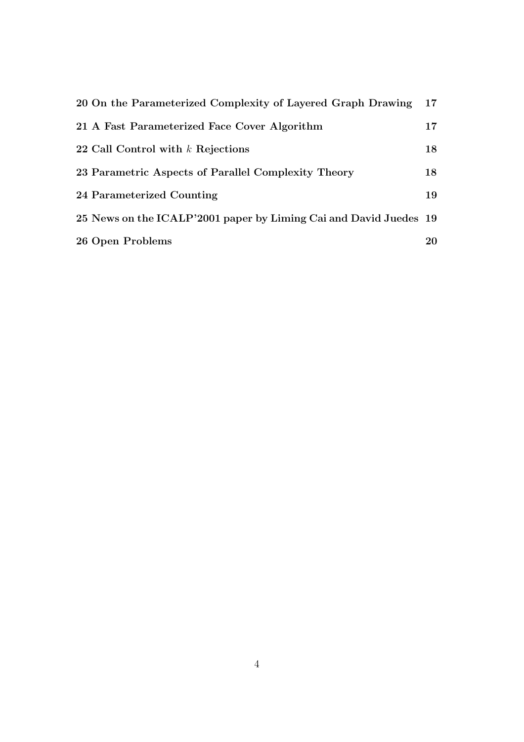**20 On the Parameterized Complexity of Layered Graph Drawing** **17**

**21 A Fast Parameterized Face Cover Algorithm** **17**

**22 Call Control with $k$ Rejections** **18**

**23 Parametric Aspects of Parallel Complexity Theory** **18**

**24 Parameterized Counting** **19**

**25 News on the ICALP'2001 paper by Liming Cai and David Juedes** **19**

**26 Open Problems** **20**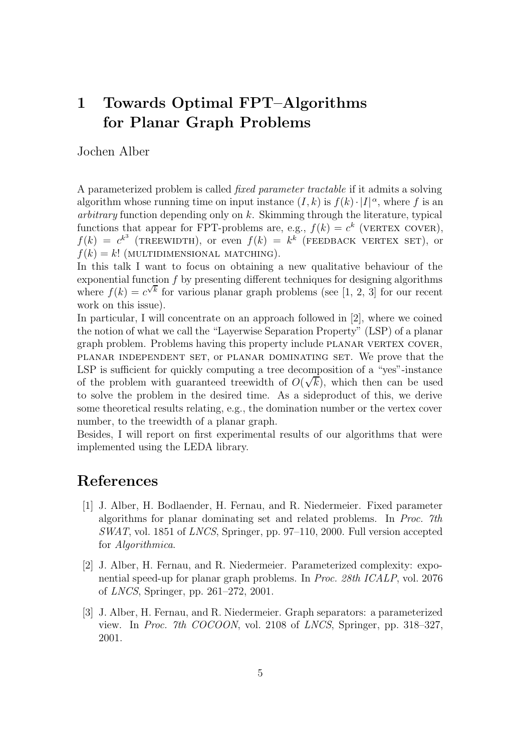# 1 Towards Optimal FPT–Algorithms for Planar Graph Problems

Jochen Alber

A parameterized problem is called *fixed parameter tractable* if it admits a solving algorithm whose running time on input instance $(I, k)$ is $f(k) \cdot |I|^\alpha$, where $f$ is an *arbitrary* function depending only on $k$. Skimming through the literature, typical functions that appear for FPT-problems are, e.g., $f(k) = c^k$ (VERTEX COVER), $f(k) = c^{k^3}$ (TREEWIDTH), or even $f(k) = k^k$ (FEEDBACK VERTEX SET), or $f(k) = k!$ (MULTIDIMENSIONAL MATCHING).

In this talk I want to focus on obtaining a new qualitative behaviour of the exponential function $f$ by presenting different techniques for designing algorithms where $f(k) = c^{\sqrt{k}}$ for various planar graph problems (see [1, 2, 3] for our recent work on this issue).

In particular, I will concentrate on an approach followed in [2], where we coined the notion of what we call the "Layerwise Separation Property" (LSP) of a planar graph problem. Problems having this property include PLANAR VERTEX COVER, PLANAR INDEPENDENT SET, or PLANAR DOMINATING SET. We prove that the LSP is sufficient for quickly computing a tree decomposition of a "yes"-instance of the problem with guaranteed treewidth of $O(\sqrt{k})$, which then can be used to solve the problem in the desired time. As a sideproduct of this, we derive some theoretical results relating, e.g., the domination number or the vertex cover number, to the treewidth of a planar graph.

Besides, I will report on first experimental results of our algorithms that were implemented using the LEDA library.

## References

[1] J. Alber, H. Bodlaender, H. Fernau, and R. Niedermeier. Fixed parameter algorithms for planar dominating set and related problems. In *Proc. 7th SWAT*, vol. 1851 of *LNCS*, Springer, pp. 97–110, 2000. Full version accepted for *Algorithmica*.

[2] J. Alber, H. Fernau, and R. Niedermeier. Parameterized complexity: exponential speed-up for planar graph problems. In *Proc. 28th ICALP*, vol. 2076 of *LNCS*, Springer, pp. 261–272, 2001.

[3] J. Alber, H. Fernau, and R. Niedermeier. Graph separators: a parameterized view. In *Proc. 7th COCOON*, vol. 2108 of *LNCS*, Springer, pp. 318–327, 2001.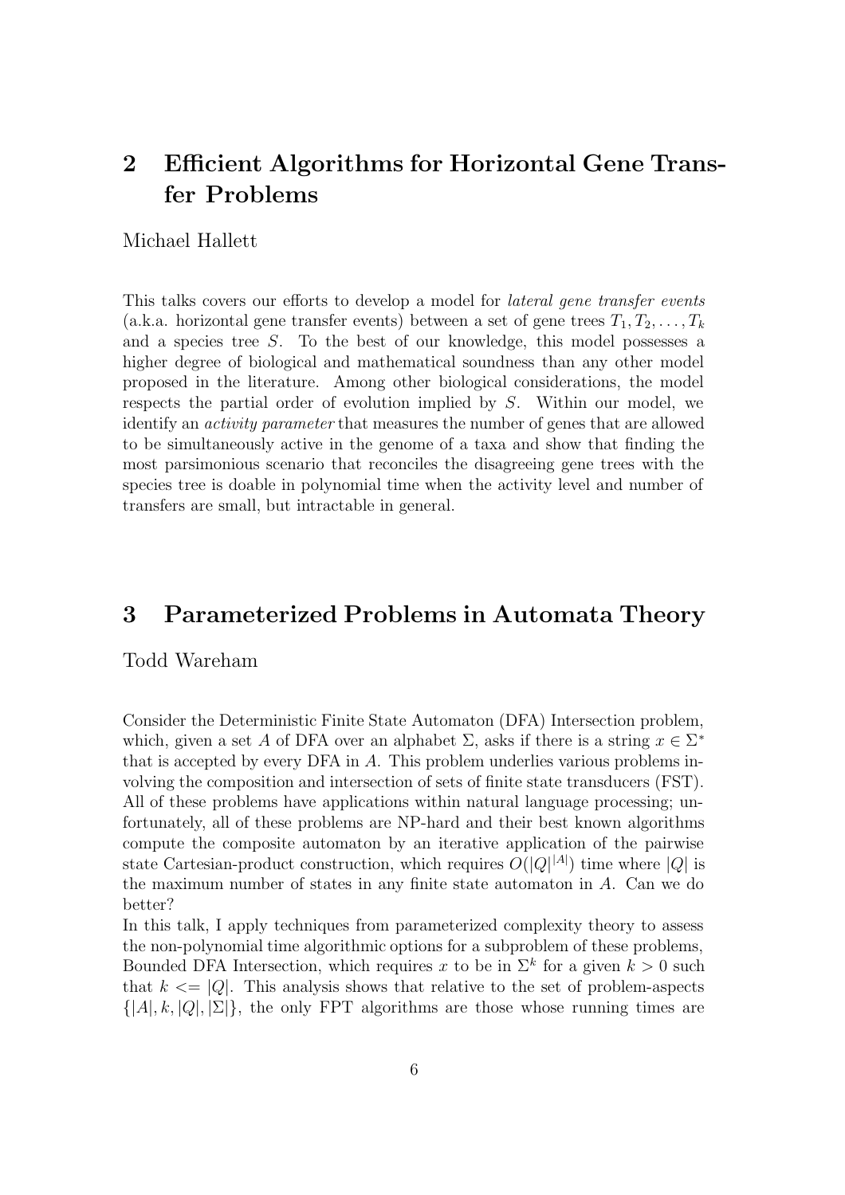## 2 Efficient Algorithms for Horizontal Gene Transfer Problems

Michael Hallett

This talks covers our efforts to develop a model for *lateral gene transfer events* (a.k.a. horizontal gene transfer events) between a set of gene trees $T_1, T_2, \ldots, T_k$ and a species tree $S$. To the best of our knowledge, this model possesses a higher degree of biological and mathematical soundness than any other model proposed in the literature. Among other biological considerations, the model respects the partial order of evolution implied by $S$. Within our model, we identify an *activity parameter* that measures the number of genes that are allowed to be simultaneously active in the genome of a taxa and show that finding the most parsimonious scenario that reconciles the disagreeing gene trees with the species tree is doable in polynomial time when the activity level and number of transfers are small, but intractable in general.

## 3 Parameterized Problems in Automata Theory

Todd Wareham

Consider the Deterministic Finite State Automaton (DFA) Intersection problem, which, given a set $A$ of DFA over an alphabet $\Sigma$, asks if there is a string $x \in \Sigma^*$ that is accepted by every DFA in $A$. This problem underlies various problems involving the composition and intersection of sets of finite state transducers (FST). All of these problems have applications within natural language processing; unfortunately, all of these problems are NP-hard and their best known algorithms compute the composite automaton by an iterative application of the pairwise state Cartesian-product construction, which requires $O(|Q|^{|A|})$ time where $|Q|$ is the maximum number of states in any finite state automaton in $A$. Can we do better?

In this talk, I apply techniques from parameterized complexity theory to assess the non-polynomial time algorithmic options for a subproblem of these problems, Bounded DFA Intersection, which requires $x$ to be in $\Sigma^k$ for a given $k > 0$ such that $k <= |Q|$. This analysis shows that relative to the set of problem-aspects $\{|A|, k, |Q|, |\Sigma|\}$, the only FPT algorithms are those whose running times are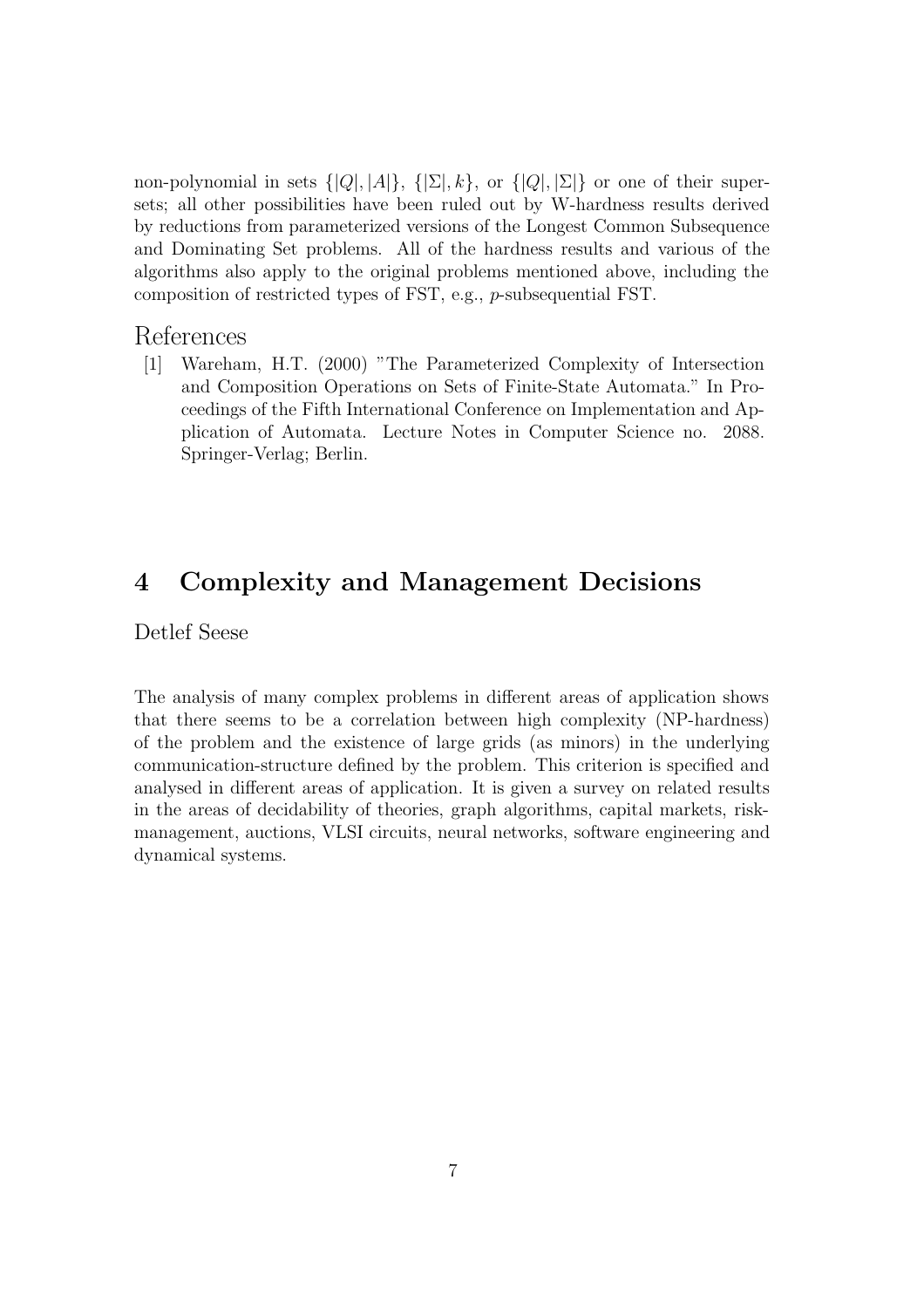non-polynomial in sets $\{|Q|, |A|\}$, $\{|\Sigma|, k\}$, or $\{|Q|, |\Sigma|\}$ or one of their supersets; all other possibilities have been ruled out by W-hardness results derived by reductions from parameterized versions of the Longest Common Subsequence and Dominating Set problems. All of the hardness results and various of the algorithms also apply to the original problems mentioned above, including the composition of restricted types of FST, e.g., $p$-subsequential FST.

## References

[1] Wareham, H.T. (2000) "The Parameterized Complexity of Intersection and Composition Operations on Sets of Finite-State Automata." In Proceedings of the Fifth International Conference on Implementation and Application of Automata. Lecture Notes in Computer Science no. 2088. Springer-Verlag; Berlin.

# 4 Complexity and Management Decisions

Detlef Seese

The analysis of many complex problems in different areas of application shows that there seems to be a correlation between high complexity (NP-hardness) of the problem and the existence of large grids (as minors) in the underlying communication-structure defined by the problem. This criterion is specified and analysed in different areas of application. It is given a survey on related results in the areas of decidability of theories, graph algorithms, capital markets, risk-management, auctions, VLSI circuits, neural networks, software engineering and dynamical systems.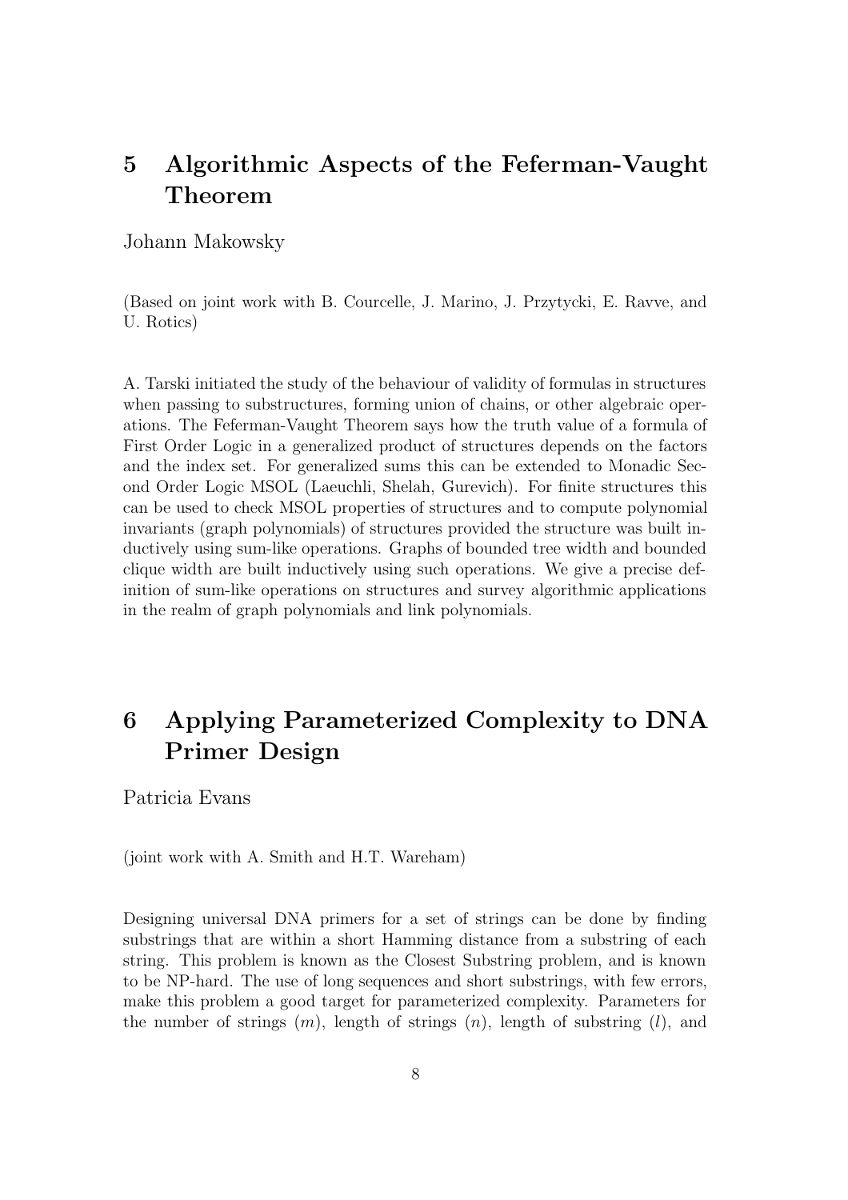## 5 Algorithmic Aspects of the Feferman-Vaught Theorem

Johann Makowsky

(Based on joint work with B. Courcelle, J. Marino, J. Przytycki, E. Ravve, and U. Rotics)

A. Tarski initiated the study of the behaviour of validity of formulas in structures when passing to substructures, forming union of chains, or other algebraic operations. The Feferman-Vaught Theorem says how the truth value of a formula of First Order Logic in a generalized product of structures depends on the factors and the index set. For generalized sums this can be extended to Monadic Second Order Logic MSOL (Laeuchli, Shelah, Gurevich). For finite structures this can be used to check MSOL properties of structures and to compute polynomial invariants (graph polynomials) of structures provided the structure was built inductively using sum-like operations. Graphs of bounded tree width and bounded clique width are built inductively using such operations. We give a precise definition of sum-like operations on structures and survey algorithmic applications in the realm of graph polynomials and link polynomials.

## 6 Applying Parameterized Complexity to DNA Primer Design

Patricia Evans

(joint work with A. Smith and H.T. Wareham)

Designing universal DNA primers for a set of strings can be done by finding substrings that are within a short Hamming distance from a substring of each string. This problem is known as the Closest Substring problem, and is known to be NP-hard. The use of long sequences and short substrings, with few errors, make this problem a good target for parameterized complexity. Parameters for the number of strings ($m$), length of strings ($n$), length of substring ($l$), and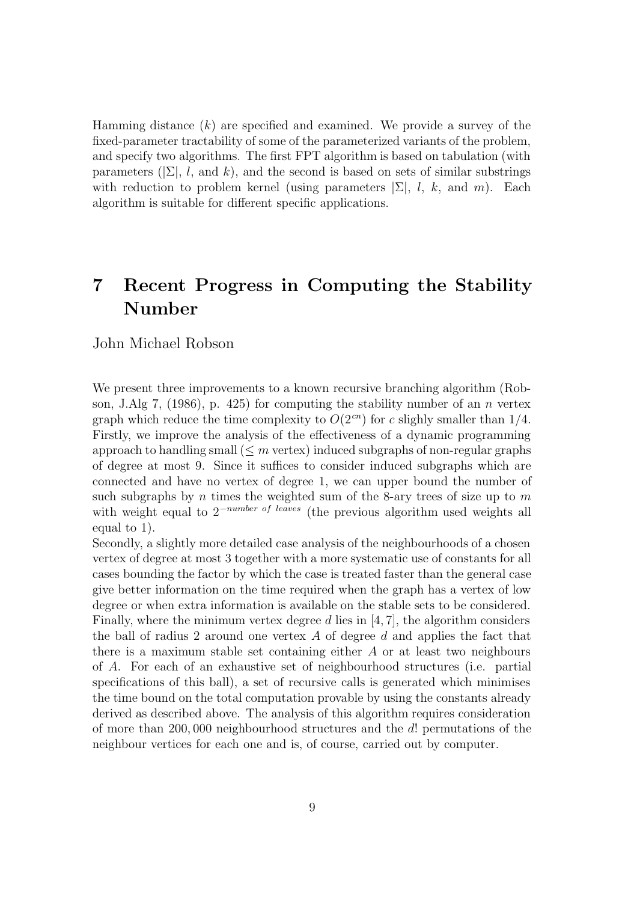Hamming distance ($k$) are specified and examined. We provide a survey of the fixed-parameter tractability of some of the parameterized variants of the problem, and specify two algorithms. The first FPT algorithm is based on tabulation (with parameters ($|\Sigma|$, $l$, and $k$), and the second is based on sets of similar substrings with reduction to problem kernel (using parameters $|\Sigma|$, $l$, $k$, and $m$). Each algorithm is suitable for different specific applications.

# 7 Recent Progress in Computing the Stability Number

John Michael Robson

We present three improvements to a known recursive branching algorithm (Robson, J.Alg 7, (1986), p. 425) for computing the stability number of an $n$ vertex graph which reduce the time complexity to $O(2^{cn})$ for $c$ slighly smaller than $1/4$. Firstly, we improve the analysis of the effectiveness of a dynamic programming approach to handling small ($\leq m$ vertex) induced subgraphs of non-regular graphs of degree at most 9. Since it suffices to consider induced subgraphs which are connected and have no vertex of degree 1, we can upper bound the number of such subgraphs by $n$ times the weighted sum of the 8-ary trees of size up to $m$ with weight equal to $2^{-number\ of\ leaves}$ (the previous algorithm used weights all equal to 1).

Secondly, a slightly more detailed case analysis of the neighbourhoods of a chosen vertex of degree at most 3 together with a more systematic use of constants for all cases bounding the factor by which the case is treated faster than the general case give better information on the time required when the graph has a vertex of low degree or when extra information is available on the stable sets to be considered.

Finally, where the minimum vertex degree $d$ lies in $[4, 7]$, the algorithm considers the ball of radius 2 around one vertex $A$ of degree $d$ and applies the fact that there is a maximum stable set containing either $A$ or at least two neighbours of $A$. For each of an exhaustive set of neighbourhood structures (i.e. partial specifications of this ball), a set of recursive calls is generated which minimises the time bound on the total computation provable by using the constants already derived as described above. The analysis of this algorithm requires consideration of more than $200,000$ neighbourhood structures and the $d!$ permutations of the neighbour vertices for each one and is, of course, carried out by computer.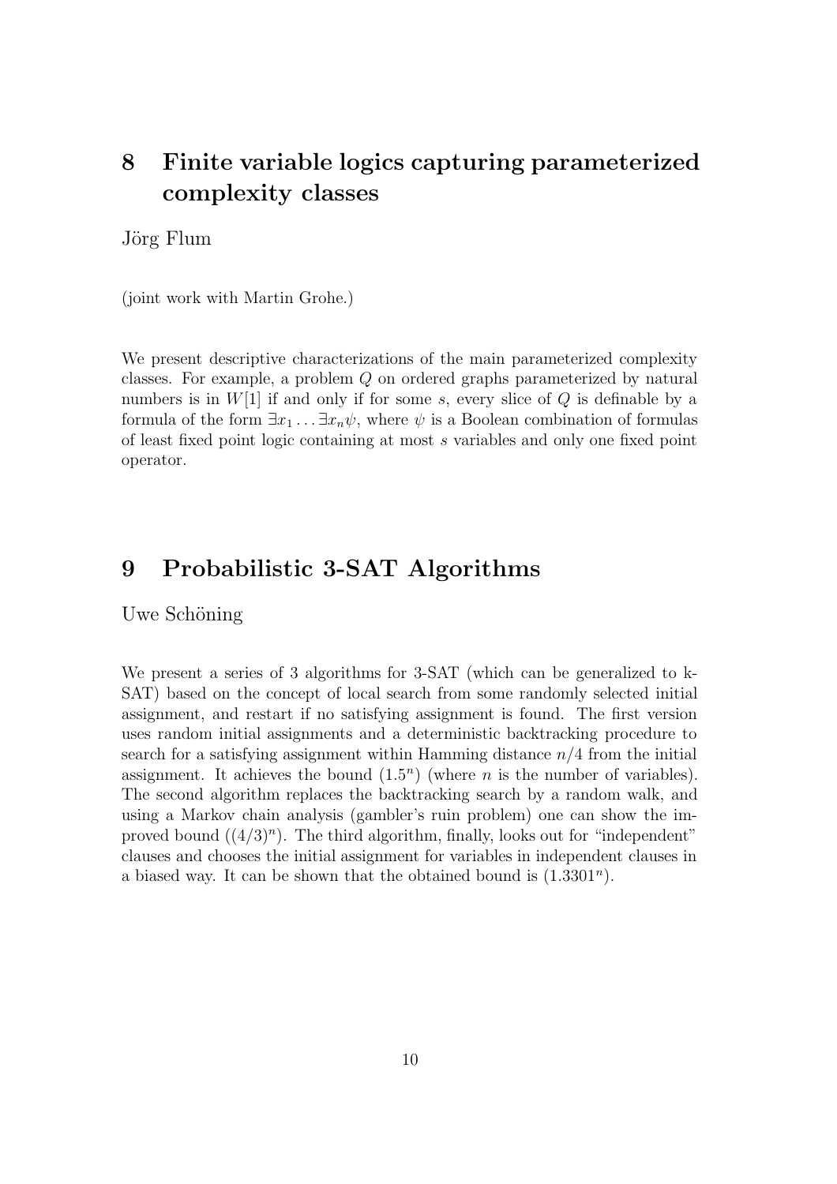# 8 Finite variable logics capturing parameterized complexity classes

Jörg Flum

(joint work with Martin Grohe.)

We present descriptive characterizations of the main parameterized complexity classes. For example, a problem $Q$ on ordered graphs parameterized by natural numbers is in $W[1]$ if and only if for some $s$, every slice of $Q$ is definable by a formula of the form $\exists x_1 \ldots \exists x_n \psi$, where $\psi$ is a Boolean combination of formulas of least fixed point logic containing at most $s$ variables and only one fixed point operator.

# 9 Probabilistic 3-SAT Algorithms

Uwe Schöning

We present a series of 3 algorithms for 3-SAT (which can be generalized to k-SAT) based on the concept of local search from some randomly selected initial assignment, and restart if no satisfying assignment is found. The first version uses random initial assignments and a deterministic backtracking procedure to search for a satisfying assignment within Hamming distance $n/4$ from the initial assignment. It achieves the bound $(1.5^n)$ (where $n$ is the number of variables). The second algorithm replaces the backtracking search by a random walk, and using a Markov chain analysis (gambler's ruin problem) one can show the improved bound $((4/3)^n)$. The third algorithm, finally, looks out for "independent" clauses and chooses the initial assignment for variables in independent clauses in a biased way. It can be shown that the obtained bound is $(1.3301^n)$.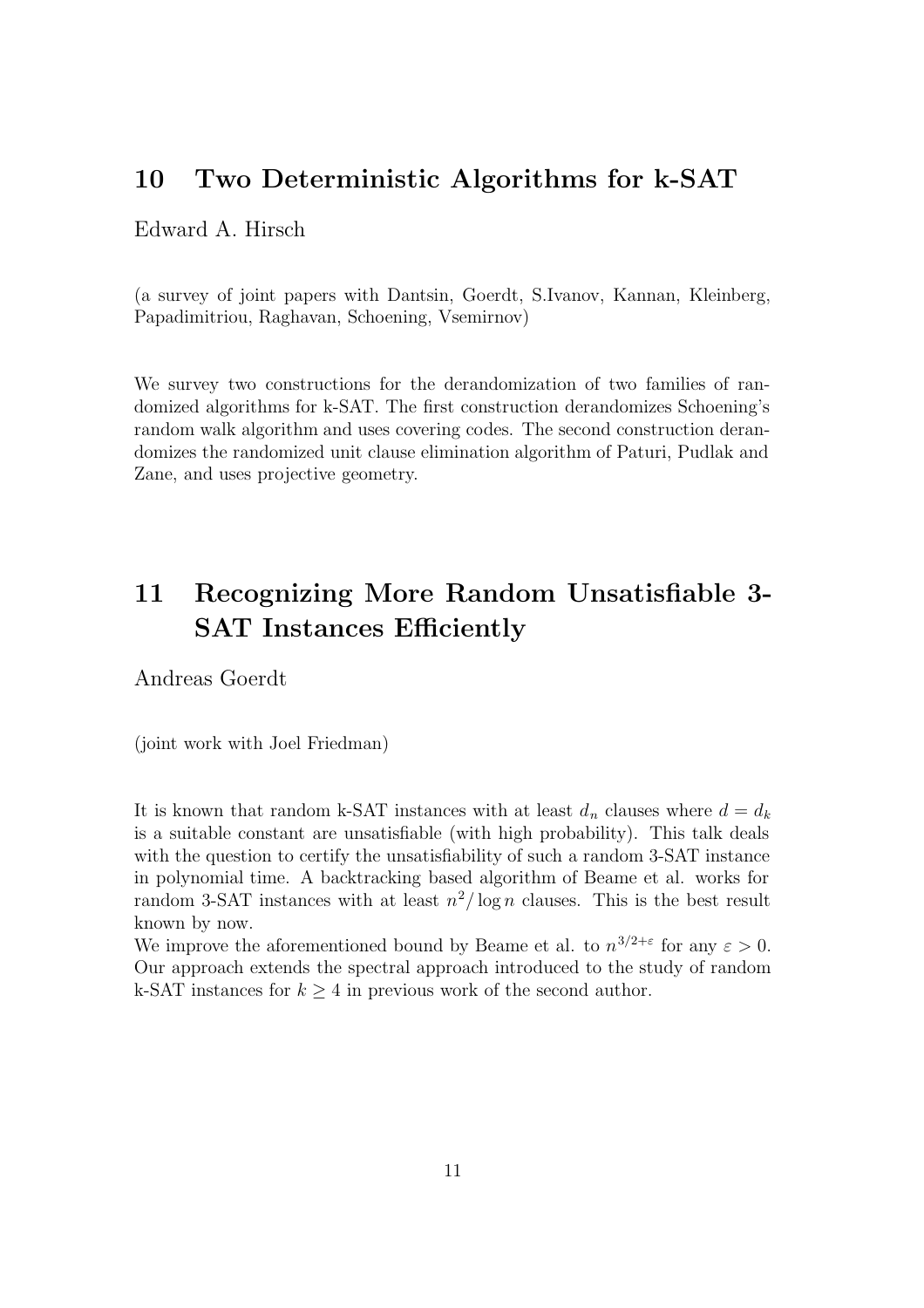## 10 Two Deterministic Algorithms for k-SAT

Edward A. Hirsch

(a survey of joint papers with Dantsin, Goerdt, S.Ivanov, Kannan, Kleinberg, Papadimitriou, Raghavan, Schoening, Vsemirnov)

We survey two constructions for the derandomization of two families of randomized algorithms for k-SAT. The first construction derandomizes Schoening's random walk algorithm and uses covering codes. The second construction derandomizes the randomized unit clause elimination algorithm of Paturi, Pudlak and Zane, and uses projective geometry.

## 11 Recognizing More Random Unsatisfiable 3-SAT Instances Efficiently

Andreas Goerdt

(joint work with Joel Friedman)

It is known that random k-SAT instances with at least $d_n$ clauses where $d = d_k$ is a suitable constant are unsatisfiable (with high probability). This talk deals with the question to certify the unsatisfiability of such a random 3-SAT instance in polynomial time. A backtracking based algorithm of Beame et al. works for random 3-SAT instances with at least $n^2/\log n$ clauses. This is the best result known by now.

We improve the aforementioned bound by Beame et al. to $n^{3/2+\varepsilon}$ for any $\varepsilon > 0$. Our approach extends the spectral approach introduced to the study of random k-SAT instances for $k \geq 4$ in previous work of the second author.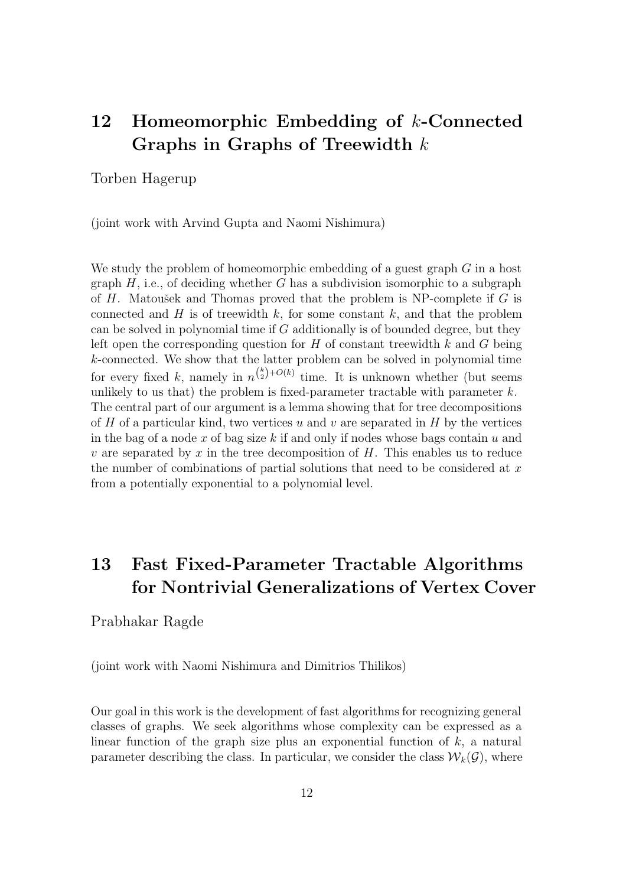## 12 Homeomorphic Embedding of $k$-Connected Graphs in Graphs of Treewidth $k$

Torben Hagerup

(joint work with Arvind Gupta and Naomi Nishimura)

We study the problem of homeomorphic embedding of a guest graph $G$ in a host graph $H$, i.e., of deciding whether $G$ has a subdivision isomorphic to a subgraph of $H$. Matoušek and Thomas proved that the problem is NP-complete if $G$ is connected and $H$ is of treewidth $k$, for some constant $k$, and that the problem can be solved in polynomial time if $G$ additionally is of bounded degree, but they left open the corresponding question for $H$ of constant treewidth $k$ and $G$ being $k$-connected. We show that the latter problem can be solved in polynomial time for every fixed $k$, namely in $n^{\binom{k}{2}+O(k)}$ time. It is unknown whether (but seems unlikely to us that) the problem is fixed-parameter tractable with parameter $k$. The central part of our argument is a lemma showing that for tree decompositions of $H$ of a particular kind, two vertices $u$ and $v$ are separated in $H$ by the vertices in the bag of a node $x$ of bag size $k$ if and only if nodes whose bags contain $u$ and $v$ are separated by $x$ in the tree decomposition of $H$. This enables us to reduce the number of combinations of partial solutions that need to be considered at $x$ from a potentially exponential to a polynomial level.

## 13 Fast Fixed-Parameter Tractable Algorithms for Nontrivial Generalizations of Vertex Cover

Prabhakar Ragde

(joint work with Naomi Nishimura and Dimitrios Thilikos)

Our goal in this work is the development of fast algorithms for recognizing general classes of graphs. We seek algorithms whose complexity can be expressed as a linear function of the graph size plus an exponential function of $k$, a natural parameter describing the class. In particular, we consider the class $\mathcal{W}_k(\mathcal{G})$, where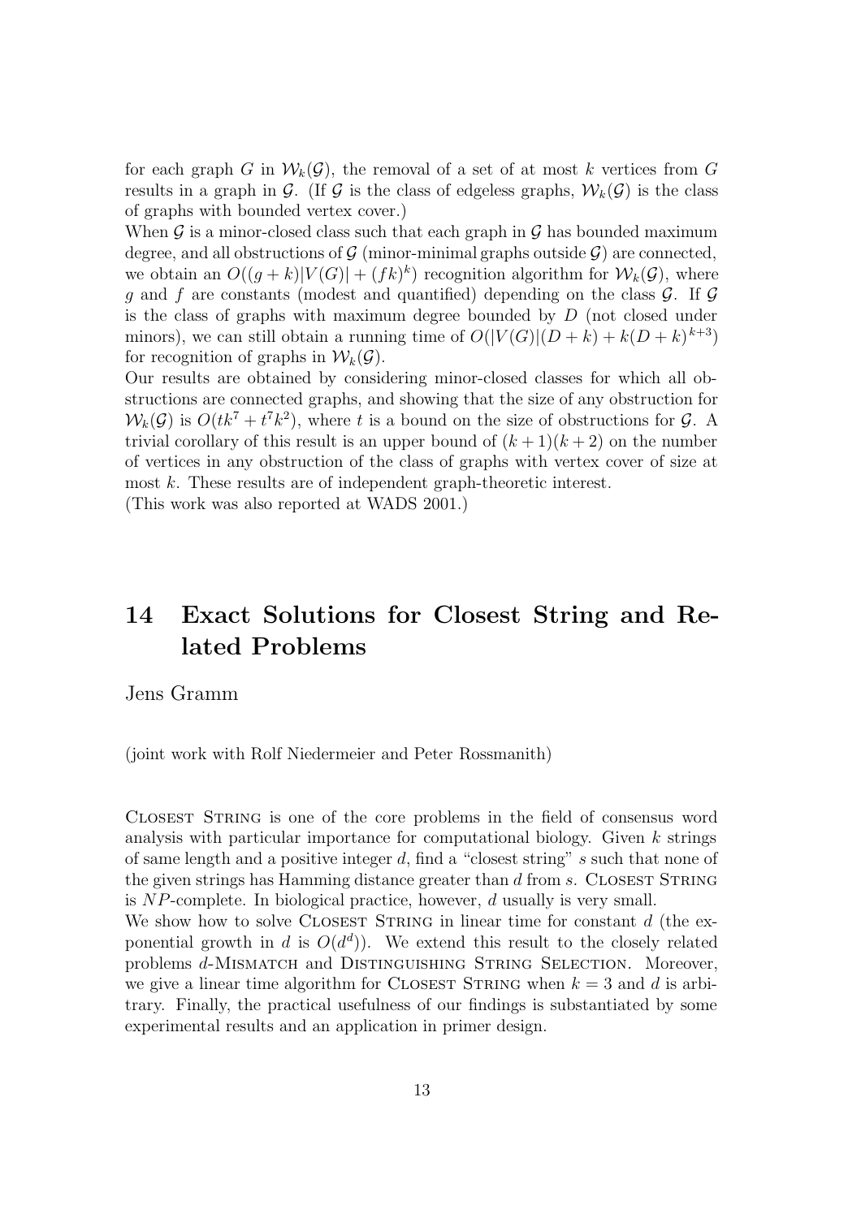for each graph $G$ in $\mathcal{W}_k(\mathcal{G})$, the removal of a set of at most $k$ vertices from $G$ results in a graph in $\mathcal{G}$. (If $\mathcal{G}$ is the class of edgeless graphs, $\mathcal{W}_k(\mathcal{G})$ is the class of graphs with bounded vertex cover.)

When $\mathcal{G}$ is a minor-closed class such that each graph in $\mathcal{G}$ has bounded maximum degree, and all obstructions of $\mathcal{G}$ (minor-minimal graphs outside $\mathcal{G}$) are connected, we obtain an $O((g + k)|V(G)| + (fk)^k)$ recognition algorithm for $\mathcal{W}_k(\mathcal{G})$, where $g$ and $f$ are constants (modest and quantified) depending on the class $\mathcal{G}$. If $\mathcal{G}$ is the class of graphs with maximum degree bounded by $D$ (not closed under minors), we can still obtain a running time of $O(|V(G)|(D + k) + k(D + k)^{k+3})$ for recognition of graphs in $\mathcal{W}_k(\mathcal{G})$.

Our results are obtained by considering minor-closed classes for which all obstructions are connected graphs, and showing that the size of any obstruction for $\mathcal{W}_k(\mathcal{G})$ is $O(tk^7 + t^7k^2)$, where $t$ is a bound on the size of obstructions for $\mathcal{G}$. A trivial corollary of this result is an upper bound of $(k + 1)(k + 2)$ on the number of vertices in any obstruction of the class of graphs with vertex cover of size at most $k$. These results are of independent graph-theoretic interest.

(This work was also reported at WADS 2001.)

# 14 Exact Solutions for Closest String and Related Problems

Jens Gramm

(joint work with Rolf Niedermeier and Peter Rossmanith)

Closest String is one of the core problems in the field of consensus word analysis with particular importance for computational biology. Given $k$ strings of same length and a positive integer $d$, find a "closest string" $s$ such that none of the given strings has Hamming distance greater than $d$ from $s$. Closest String is $NP$-complete. In biological practice, however, $d$ usually is very small.

We show how to solve Closest String in linear time for constant $d$ (the exponential growth in $d$ is $O(d^d)$). We extend this result to the closely related problems $d$-Mismatch and Distinguishing String Selection. Moreover, we give a linear time algorithm for Closest String when $k = 3$ and $d$ is arbitrary. Finally, the practical usefulness of our findings is substantiated by some experimental results and an application in primer design.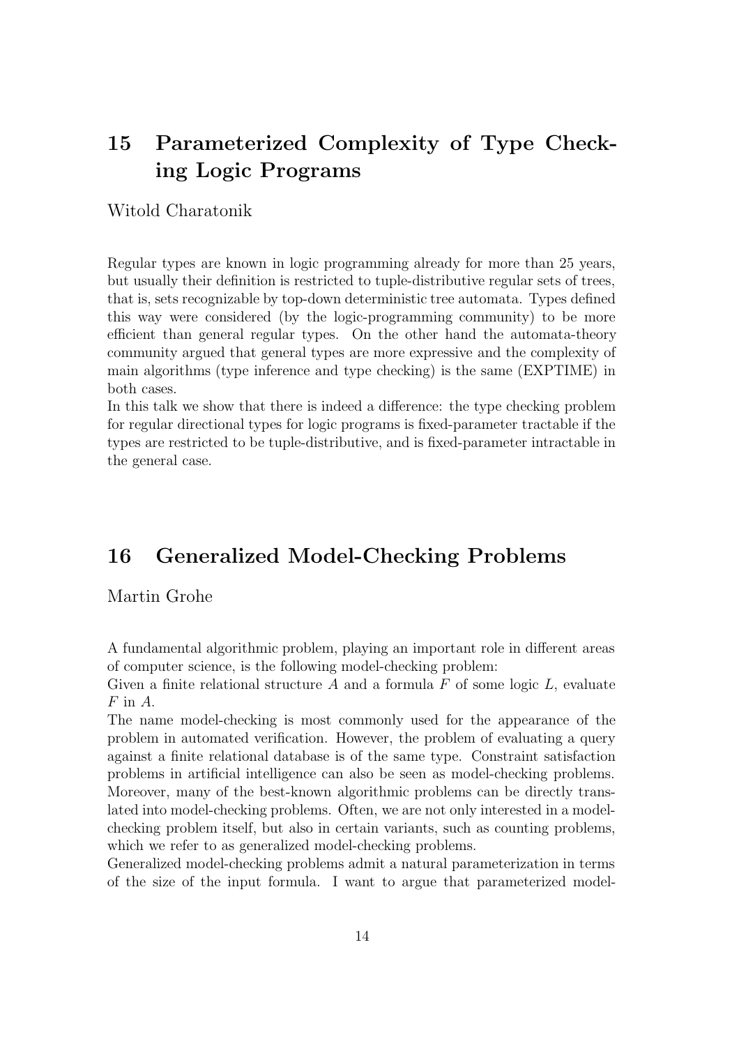## 15 Parameterized Complexity of Type Checking Logic Programs

Witold Charatonik

Regular types are known in logic programming already for more than 25 years, but usually their definition is restricted to tuple-distributive regular sets of trees, that is, sets recognizable by top-down deterministic tree automata. Types defined this way were considered (by the logic-programming community) to be more efficient than general regular types. On the other hand the automata-theory community argued that general types are more expressive and the complexity of main algorithms (type inference and type checking) is the same (EXPTIME) in both cases.
In this talk we show that there is indeed a difference: the type checking problem for regular directional types for logic programs is fixed-parameter tractable if the types are restricted to be tuple-distributive, and is fixed-parameter intractable in the general case.

## 16 Generalized Model-Checking Problems

Martin Grohe

A fundamental algorithmic problem, playing an important role in different areas of computer science, is the following model-checking problem:
Given a finite relational structure $A$ and a formula $F$ of some logic $L$, evaluate $F$ in $A$.
The name model-checking is most commonly used for the appearance of the problem in automated verification. However, the problem of evaluating a query against a finite relational database is of the same type. Constraint satisfaction problems in artificial intelligence can also be seen as model-checking problems. Moreover, many of the best-known algorithmic problems can be directly translated into model-checking problems. Often, we are not only interested in a model-checking problem itself, but also in certain variants, such as counting problems, which we refer to as generalized model-checking problems.
Generalized model-checking problems admit a natural parameterization in terms of the size of the input formula. I want to argue that parameterized model-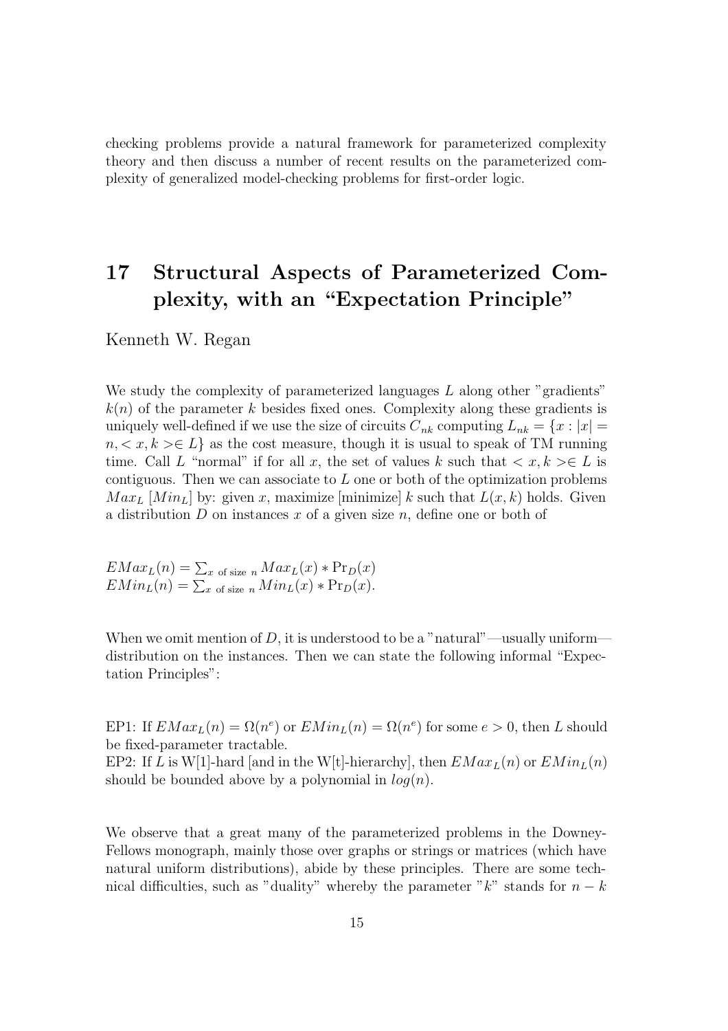checking problems provide a natural framework for parameterized complexity theory and then discuss a number of recent results on the parameterized complexity of generalized model-checking problems for first-order logic.

## 17 Structural Aspects of Parameterized Complexity, with an "Expectation Principle"

Kenneth W. Regan

We study the complexity of parameterized languages $L$ along other "gradients" $k(n)$ of the parameter $k$ besides fixed ones. Complexity along these gradients is uniquely well-defined if we use the size of circuits $C_{nk}$ computing $L_{nk} = \{x : |x| = n, < x, k > \in L\}$ as the cost measure, though it is usual to speak of TM running time. Call $L$ "normal" if for all $x$, the set of values $k$ such that $< x, k > \in L$ is contiguous. Then we can associate to $L$ one or both of the optimization problems $Max_L$ [$Min_L$] by: given $x$, maximize [minimize] $k$ such that $L(x, k)$ holds. Given a distribution $D$ on instances $x$ of a given size $n$, define one or both of

$EMax_L(n) = \sum_{x \text{ of size } n} Max_L(x) * \Pr_D(x)$
$EMin_L(n) = \sum_{x \text{ of size } n} Min_L(x) * \Pr_D(x)$.

When we omit mention of $D$, it is understood to be a "natural"—usually uniform—distribution on the instances. Then we can state the following informal "Expectation Principles":

EP1: If $EMax_L(n) = \Omega(n^e)$ or $EMin_L(n) = \Omega(n^e)$ for some $e > 0$, then $L$ should be fixed-parameter tractable.
EP2: If $L$ is W[1]-hard [and in the W[t]-hierarchy], then $EMax_L(n)$ or $EMin_L(n)$ should be bounded above by a polynomial in $log(n)$.

We observe that a great many of the parameterized problems in the Downey-Fellows monograph, mainly those over graphs or strings or matrices (which have natural uniform distributions), abide by these principles. There are some technical difficulties, such as "duality" whereby the parameter "$k$" stands for $n - k$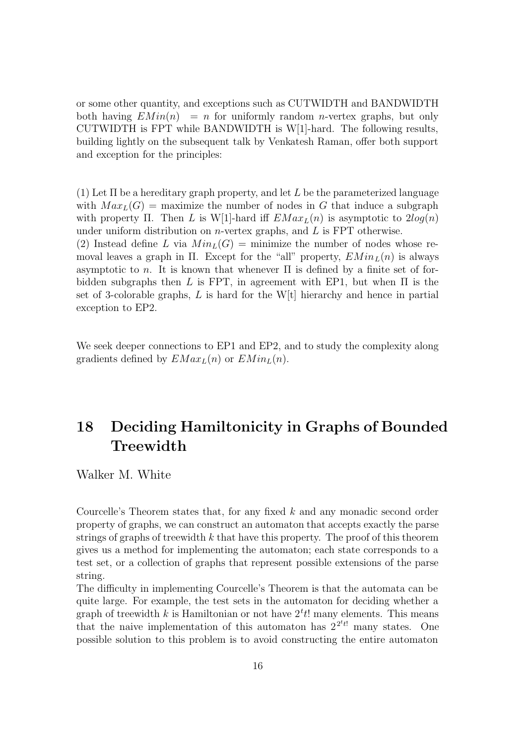or some other quantity, and exceptions such as CUTWIDTH and BANDWIDTH both having $EMin(n) = n$ for uniformly random $n$-vertex graphs, but only CUTWIDTH is FPT while BANDWIDTH is W[1]-hard. The following results, building lightly on the subsequent talk by Venkatesh Raman, offer both support and exception for the principles:

(1) Let $\Pi$ be a hereditary graph property, and let $L$ be the parameterized language with $Max_L(G)$ = maximize the number of nodes in $G$ that induce a subgraph with property $\Pi$. Then $L$ is W[1]-hard iff $EMax_L(n)$ is asymptotic to $2log(n)$ under uniform distribution on $n$-vertex graphs, and $L$ is FPT otherwise.
(2) Instead define $L$ via $Min_L(G)$ = minimize the number of nodes whose removal leaves a graph in $\Pi$. Except for the "all" property, $EMin_L(n)$ is always asymptotic to $n$. It is known that whenever $\Pi$ is defined by a finite set of forbidden subgraphs then $L$ is FPT, in agreement with EP1, but when $\Pi$ is the set of 3-colorable graphs, $L$ is hard for the W[t] hierarchy and hence in partial exception to EP2.

We seek deeper connections to EP1 and EP2, and to study the complexity along gradients defined by $EMax_L(n)$ or $EMin_L(n)$.

# 18 Deciding Hamiltonicity in Graphs of Bounded Treewidth

Walker M. White

Courcelle's Theorem states that, for any fixed $k$ and any monadic second order property of graphs, we can construct an automaton that accepts exactly the parse strings of graphs of treewidth $k$ that have this property. The proof of this theorem gives us a method for implementing the automaton; each state corresponds to a test set, or a collection of graphs that represent possible extensions of the parse string.
The difficulty in implementing Courcelle's Theorem is that the automata can be quite large. For example, the test sets in the automaton for deciding whether a graph of treewidth $k$ is Hamiltonian or not have $2^t t!$ many elements. This means that the naive implementation of this automaton has $2^{2^t t!}$ many states. One possible solution to this problem is to avoid constructing the entire automaton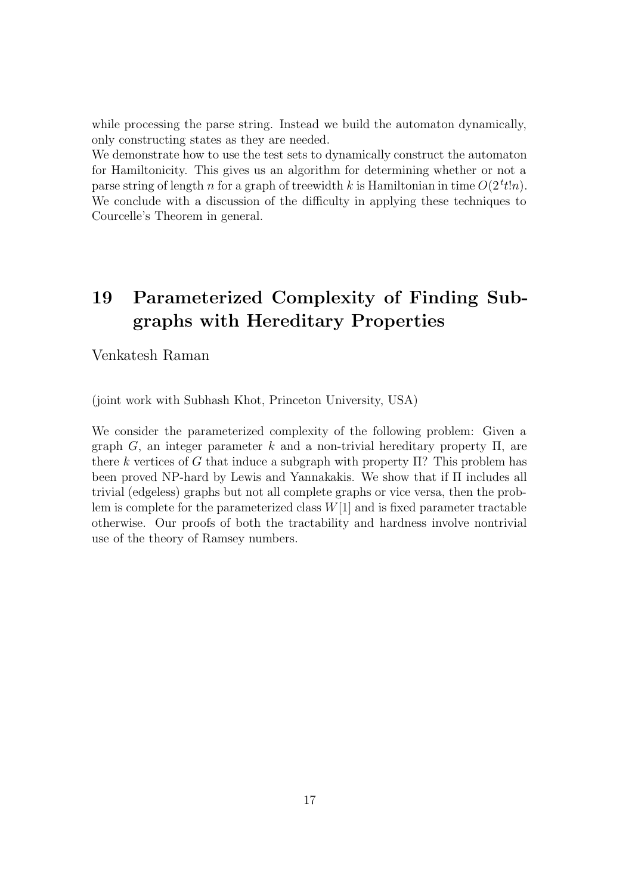while processing the parse string. Instead we build the automaton dynamically, only constructing states as they are needed.
We demonstrate how to use the test sets to dynamically construct the automaton for Hamiltonicity. This gives us an algorithm for determining whether or not a parse string of length $n$ for a graph of treewidth $k$ is Hamiltonian in time $O(2^t t! n)$. We conclude with a discussion of the difficulty in applying these techniques to Courcelle's Theorem in general.

# 19 Parameterized Complexity of Finding Subgraphs with Hereditary Properties

Venkatesh Raman

(joint work with Subhash Khot, Princeton University, USA)

We consider the parameterized complexity of the following problem: Given a graph $G$, an integer parameter $k$ and a non-trivial hereditary property $\Pi$, are there $k$ vertices of $G$ that induce a subgraph with property $\Pi$? This problem has been proved NP-hard by Lewis and Yannakakis. We show that if $\Pi$ includes all trivial (edgeless) graphs but not all complete graphs or vice versa, then the problem is complete for the parameterized class $W[1]$ and is fixed parameter tractable otherwise. Our proofs of both the tractability and hardness involve nontrivial use of the theory of Ramsey numbers.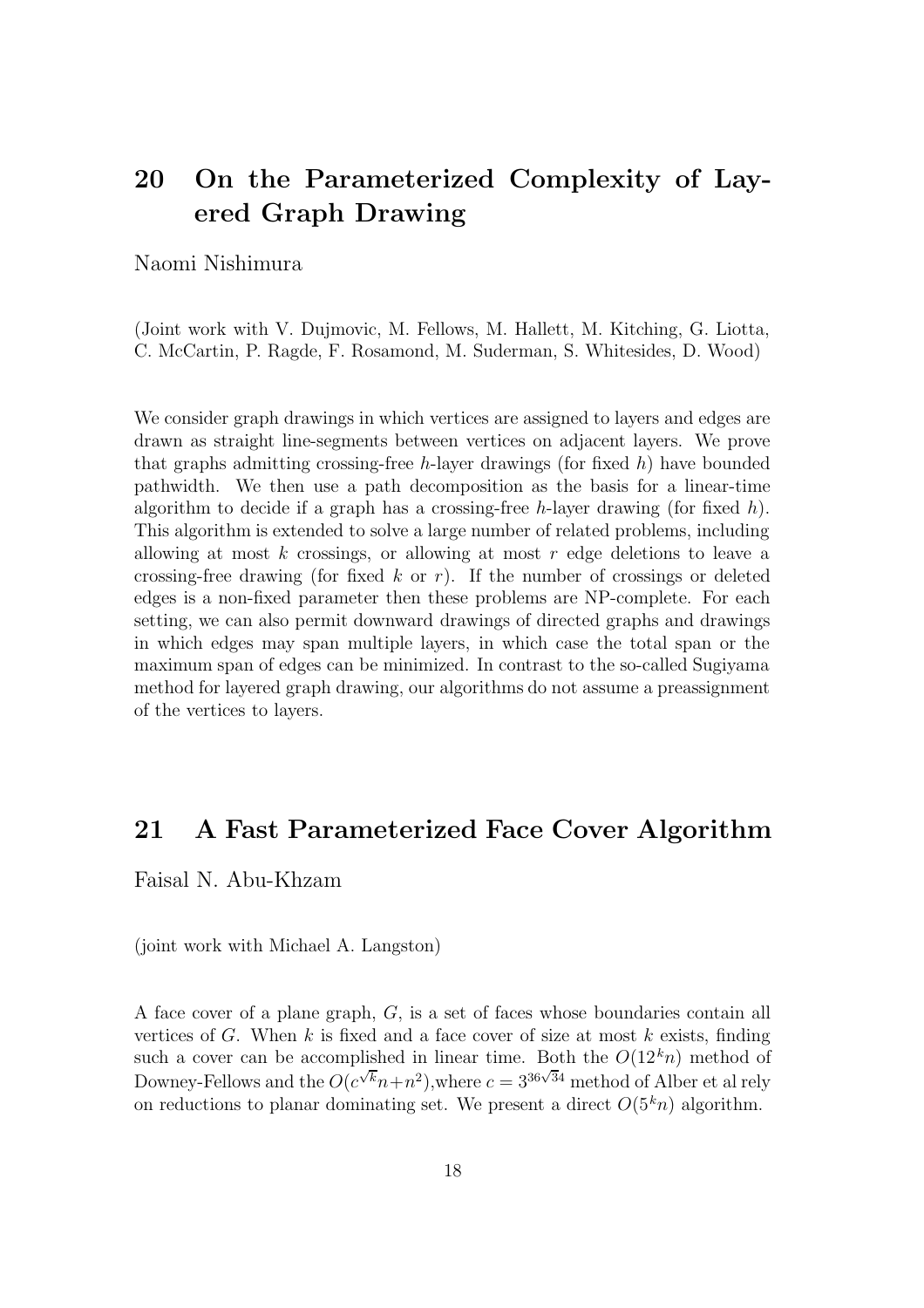## 20 On the Parameterized Complexity of Layered Graph Drawing

Naomi Nishimura

(Joint work with V. Dujmovic, M. Fellows, M. Hallett, M. Kitching, G. Liotta, C. McCartin, P. Ragde, F. Rosamond, M. Suderman, S. Whitesides, D. Wood)

We consider graph drawings in which vertices are assigned to layers and edges are drawn as straight line-segments between vertices on adjacent layers. We prove that graphs admitting crossing-free $h$-layer drawings (for fixed $h$) have bounded pathwidth. We then use a path decomposition as the basis for a linear-time algorithm to decide if a graph has a crossing-free $h$-layer drawing (for fixed $h$). This algorithm is extended to solve a large number of related problems, including allowing at most $k$ crossings, or allowing at most $r$ edge deletions to leave a crossing-free drawing (for fixed $k$ or $r$). If the number of crossings or deleted edges is a non-fixed parameter then these problems are NP-complete. For each setting, we can also permit downward drawings of directed graphs and drawings in which edges may span multiple layers, in which case the total span or the maximum span of edges can be minimized. In contrast to the so-called Sugiyama method for layered graph drawing, our algorithms do not assume a preassignment of the vertices to layers.

## 21 A Fast Parameterized Face Cover Algorithm

Faisal N. Abu-Khzam

(joint work with Michael A. Langston)

A face cover of a plane graph, $G$, is a set of faces whose boundaries contain all vertices of $G$. When $k$ is fixed and a face cover of size at most $k$ exists, finding such a cover can be accomplished in linear time. Both the $O(12^k n)$ method of Downey-Fellows and the $O(c^{\sqrt{k}}n+n^2)$,where $c = 3^{36\sqrt{34}}$ method of Alber et al rely on reductions to planar dominating set. We present a direct $O(5^k n)$ algorithm.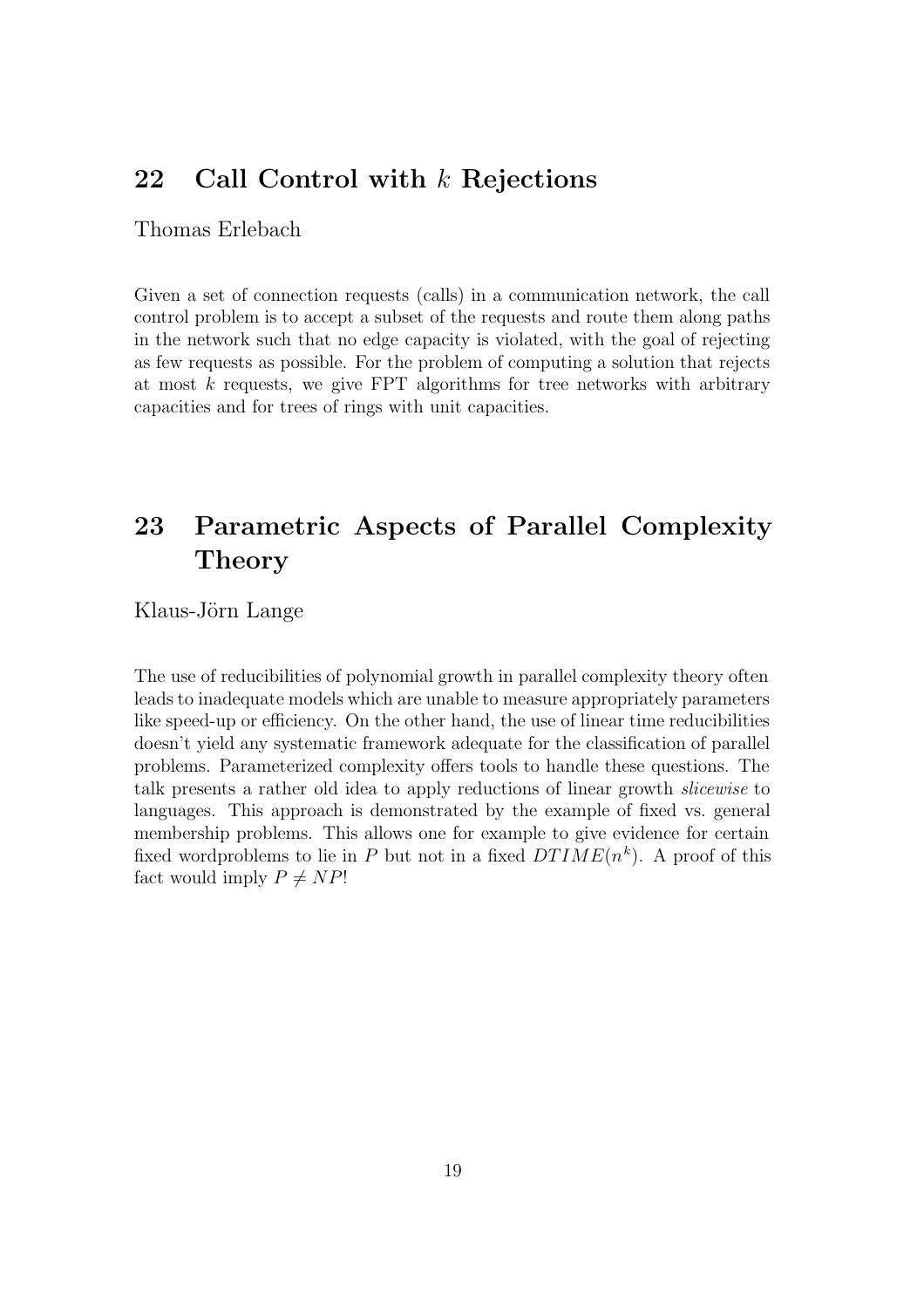## 22 Call Control with $k$ Rejections

Thomas Erlebach

Given a set of connection requests (calls) in a communication network, the call control problem is to accept a subset of the requests and route them along paths in the network such that no edge capacity is violated, with the goal of rejecting as few requests as possible. For the problem of computing a solution that rejects at most $k$ requests, we give FPT algorithms for tree networks with arbitrary capacities and for trees of rings with unit capacities.

## 23 Parametric Aspects of Parallel Complexity Theory

Klaus-Jörn Lange

The use of reducibilities of polynomial growth in parallel complexity theory often leads to inadequate models which are unable to measure appropriately parameters like speed-up or efficiency. On the other hand, the use of linear time reducibilities doesn't yield any systematic framework adequate for the classification of parallel problems. Parameterized complexity offers tools to handle these questions. The talk presents a rather old idea to apply reductions of linear growth *slicewise* to languages. This approach is demonstrated by the example of fixed vs. general membership problems. This allows one for example to give evidence for certain fixed wordproblems to lie in $P$ but not in a fixed $DTIME(n^k)$. A proof of this fact would imply $P \neq NP$!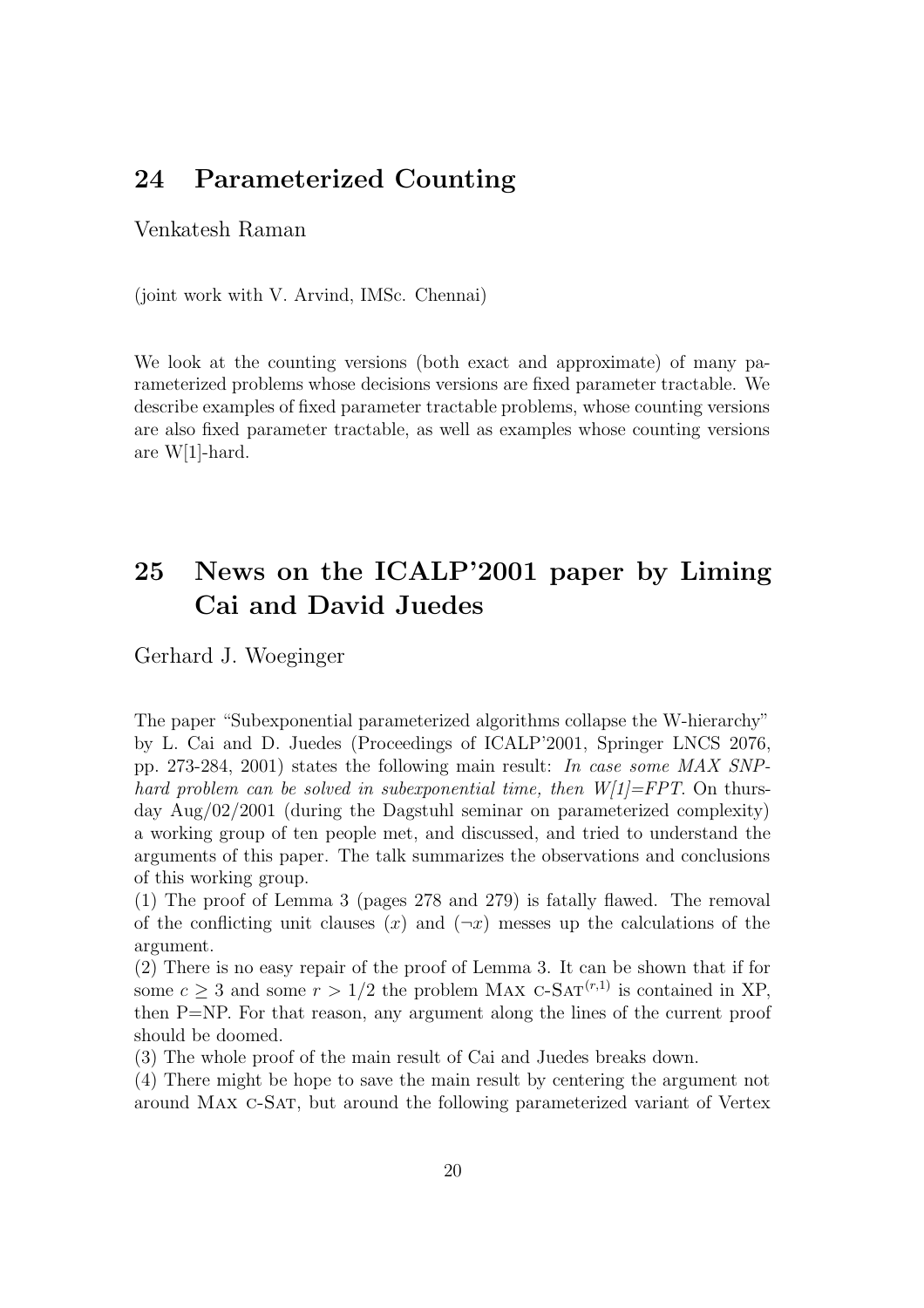## 24 Parameterized Counting

Venkatesh Raman

(joint work with V. Arvind, IMSc. Chennai)

We look at the counting versions (both exact and approximate) of many parameterized problems whose decisions versions are fixed parameter tractable. We describe examples of fixed parameter tractable problems, whose counting versions are also fixed parameter tractable, as well as examples whose counting versions are W[1]-hard.

## 25 News on the ICALP'2001 paper by Liming Cai and David Juedes

Gerhard J. Woeginger

The paper "Subexponential parameterized algorithms collapse the W-hierarchy" by L. Cai and D. Juedes (Proceedings of ICALP'2001, Springer LNCS 2076, pp. 273-284, 2001) states the following main result: *In case some MAX SNP-hard problem can be solved in subexponential time, then W[1]=FPT*. On thursday Aug/02/2001 (during the Dagstuhl seminar on parameterized complexity) a working group of ten people met, and discussed, and tried to understand the arguments of this paper. The talk summarizes the observations and conclusions of this working group.

(1) The proof of Lemma 3 (pages 278 and 279) is fatally flawed. The removal of the conflicting unit clauses $(x)$ and $(\neg x)$ messes up the calculations of the argument.

(2) There is no easy repair of the proof of Lemma 3. It can be shown that if for some $c \geq 3$ and some $r > 1/2$ the problem MAX C-SAT$^{(r,1)}$ is contained in XP, then P=NP. For that reason, any argument along the lines of the current proof should be doomed.

(3) The whole proof of the main result of Cai and Juedes breaks down.

(4) There might be hope to save the main result by centering the argument not around MAX C-SAT, but around the following parameterized variant of Vertex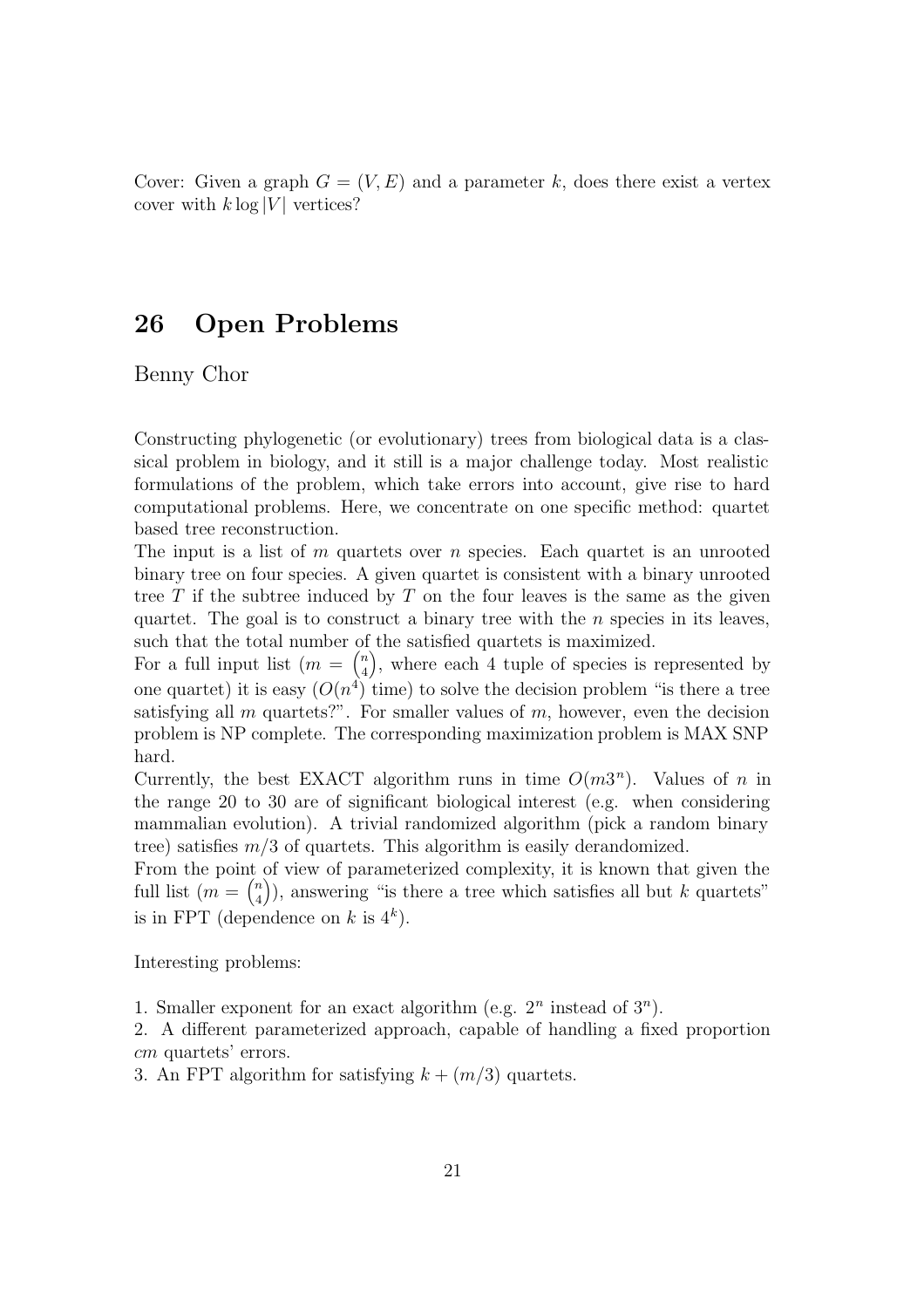Cover: Given a graph $G = (V, E)$ and a parameter $k$, does there exist a vertex cover with $k \log |V|$ vertices?

## 26 Open Problems

Benny Chor

Constructing phylogenetic (or evolutionary) trees from biological data is a classical problem in biology, and it still is a major challenge today. Most realistic formulations of the problem, which take errors into account, give rise to hard computational problems. Here, we concentrate on one specific method: quartet based tree reconstruction.

The input is a list of $m$ quartets over $n$ species. Each quartet is an unrooted binary tree on four species. A given quartet is consistent with a binary unrooted tree $T$ if the subtree induced by $T$ on the four leaves is the same as the given quartet. The goal is to construct a binary tree with the $n$ species in its leaves, such that the total number of the satisfied quartets is maximized.

For a full input list ($m = \binom{n}{4}$, where each 4 tuple of species is represented by one quartet) it is easy ($O(n^4)$ time) to solve the decision problem "is there a tree satisfying all $m$ quartets?". For smaller values of $m$, however, even the decision problem is NP complete. The corresponding maximization problem is MAX SNP hard.

Currently, the best EXACT algorithm runs in time $O(m3^n)$. Values of $n$ in the range 20 to 30 are of significant biological interest (e.g. when considering mammalian evolution). A trivial randomized algorithm (pick a random binary tree) satisfies $m/3$ of quartets. This algorithm is easily derandomized.

From the point of view of parameterized complexity, it is known that given the full list ($m = \binom{n}{4}$), answering "is there a tree which satisfies all but $k$ quartets" is in FPT (dependence on $k$ is $4^k$).

Interesting problems:

1. Smaller exponent for an exact algorithm (e.g. $2^n$ instead of $3^n$).
2. A different parameterized approach, capable of handling a fixed proportion $cm$ quartets' errors.
3. An FPT algorithm for satisfying $k + (m/3)$ quartets.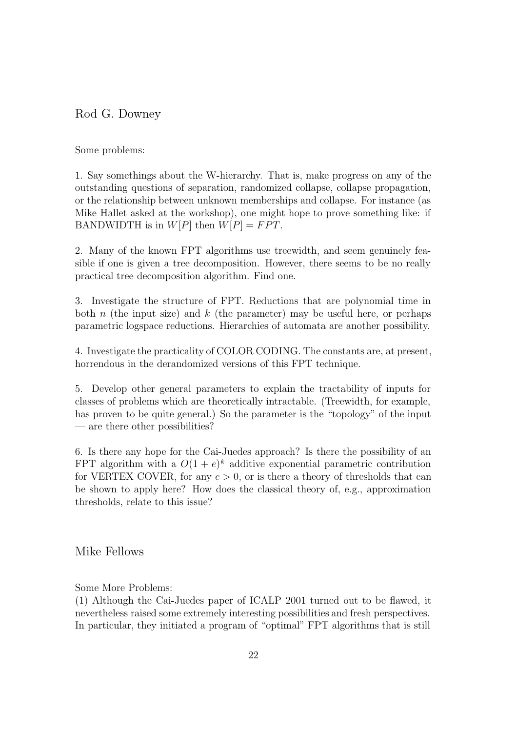## Rod G. Downey

Some problems:

1. Say somethings about the W-hierarchy. That is, make progress on any of the outstanding questions of separation, randomized collapse, collapse propagation, or the relationship between unknown memberships and collapse. For instance (as Mike Hallet asked at the workshop), one might hope to prove something like: if BANDWIDTH is in $W[P]$ then $W[P] = FPT$.

2. Many of the known FPT algorithms use treewidth, and seem genuinely feasible if one is given a tree decomposition. However, there seems to be no really practical tree decomposition algorithm. Find one.

3. Investigate the structure of FPT. Reductions that are polynomial time in both $n$ (the input size) and $k$ (the parameter) may be useful here, or perhaps parametric logspace reductions. Hierarchies of automata are another possibility.

4. Investigate the practicality of COLOR CODING. The constants are, at present, horrendous in the derandomized versions of this FPT technique.

5. Develop other general parameters to explain the tractability of inputs for classes of problems which are theoretically intractable. (Treewidth, for example, has proven to be quite general.) So the parameter is the "topology" of the input — are there other possibilities?

6. Is there any hope for the Cai-Juedes approach? Is there the possibility of an FPT algorithm with a $O(1+e)^k$ additive exponential parametric contribution for VERTEX COVER, for any $e > 0$, or is there a theory of thresholds that can be shown to apply here? How does the classical theory of, e.g., approximation thresholds, relate to this issue?

## Mike Fellows

Some More Problems:

(1) Although the Cai-Juedes paper of ICALP 2001 turned out to be flawed, it nevertheless raised some extremely interesting possibilities and fresh perspectives. In particular, they initiated a program of "optimal" FPT algorithms that is still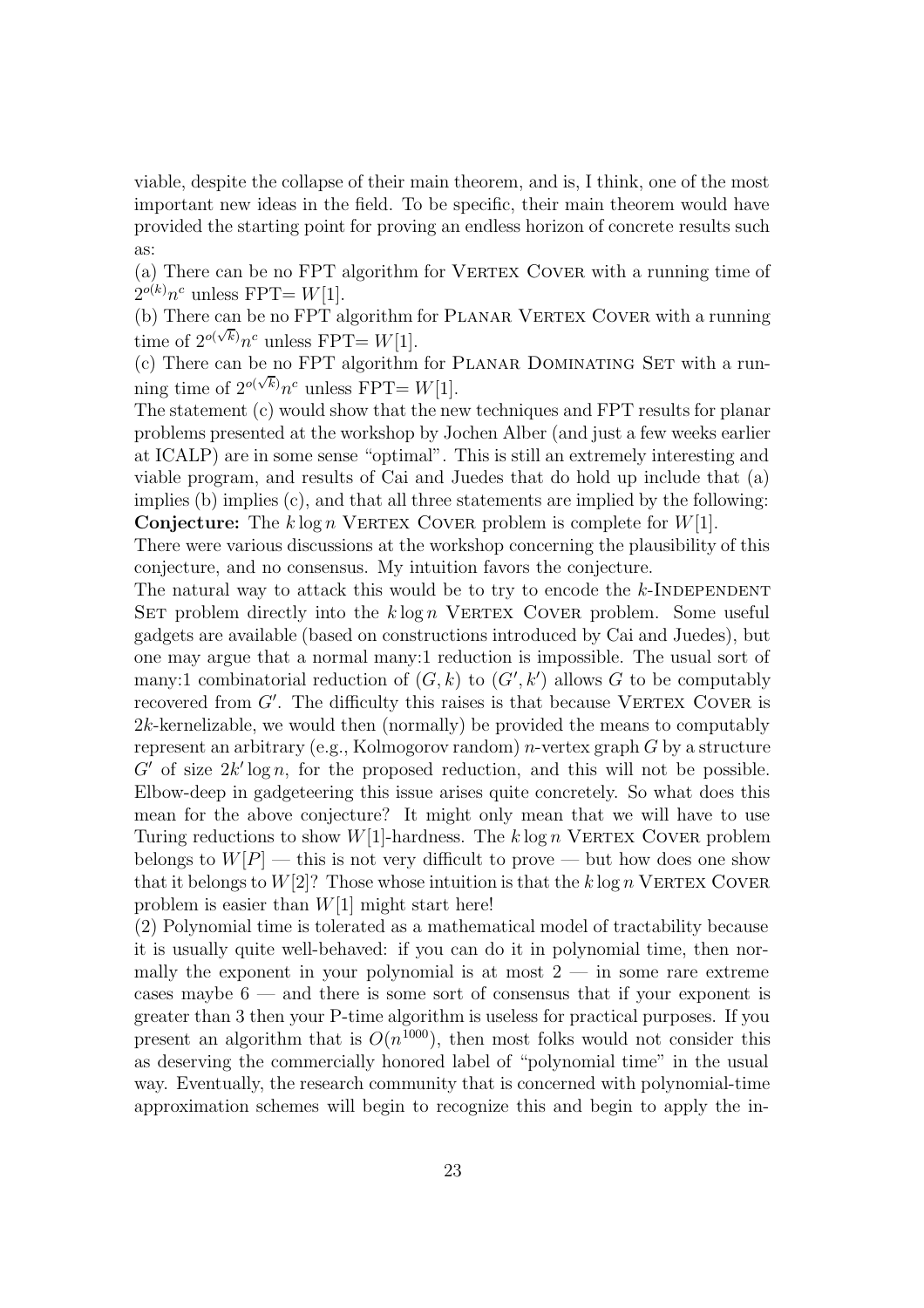viable, despite the collapse of their main theorem, and is, I think, one of the most important new ideas in the field. To be specific, their main theorem would have provided the starting point for proving an endless horizon of concrete results such as:

(a) There can be no FPT algorithm for Vertex Cover with a running time of $2^{o(k)}n^c$ unless FPT= $W[1]$.

(b) There can be no FPT algorithm for Planar Vertex Cover with a running time of $2^{o(\sqrt{k})}n^c$ unless FPT= $W[1]$.

(c) There can be no FPT algorithm for Planar Dominating Set with a running time of $2^{o(\sqrt{k})}n^c$ unless FPT= $W[1]$.

The statement (c) would show that the new techniques and FPT results for planar problems presented at the workshop by Jochen Alber (and just a few weeks earlier at ICALP) are in some sense "optimal". This is still an extremely interesting and viable program, and results of Cai and Juedes that do hold up include that (a) implies (b) implies (c), and that all three statements are implied by the following:

**Conjecture:** The $k \log n$ Vertex Cover problem is complete for $W[1]$.

There were various discussions at the workshop concerning the plausibility of this conjecture, and no consensus. My intuition favors the conjecture.

The natural way to attack this would be to try to encode the $k$-Independent Set problem directly into the $k \log n$ Vertex Cover problem. Some useful gadgets are available (based on constructions introduced by Cai and Juedes), but one may argue that a normal many:1 reduction is impossible. The usual sort of many:1 combinatorial reduction of $(G, k)$ to $(G', k')$ allows $G$ to be computably recovered from $G'$. The difficulty this raises is that because Vertex Cover is $2k$-kernelizable, we would then (normally) be provided the means to computably represent an arbitrary (e.g., Kolmogorov random) $n$-vertex graph $G$ by a structure $G'$ of size $2k' \log n$, for the proposed reduction, and this will not be possible. Elbow-deep in gadgeteering this issue arises quite concretely. So what does this mean for the above conjecture? It might only mean that we will have to use Turing reductions to show $W[1]$-hardness. The $k \log n$ Vertex Cover problem belongs to $W[P]$ — this is not very difficult to prove — but how does one show that it belongs to $W[2]$? Those whose intuition is that the $k \log n$ Vertex Cover problem is easier than $W[1]$ might start here!

(2) Polynomial time is tolerated as a mathematical model of tractability because it is usually quite well-behaved: if you can do it in polynomial time, then normally the exponent in your polynomial is at most 2 — in some rare extreme cases maybe 6 — and there is some sort of consensus that if your exponent is greater than 3 then your P-time algorithm is useless for practical purposes. If you present an algorithm that is $O(n^{1000})$, then most folks would not consider this as deserving the commercially honored label of "polynomial time" in the usual way. Eventually, the research community that is concerned with polynomial-time approximation schemes will begin to recognize this and begin to apply the in-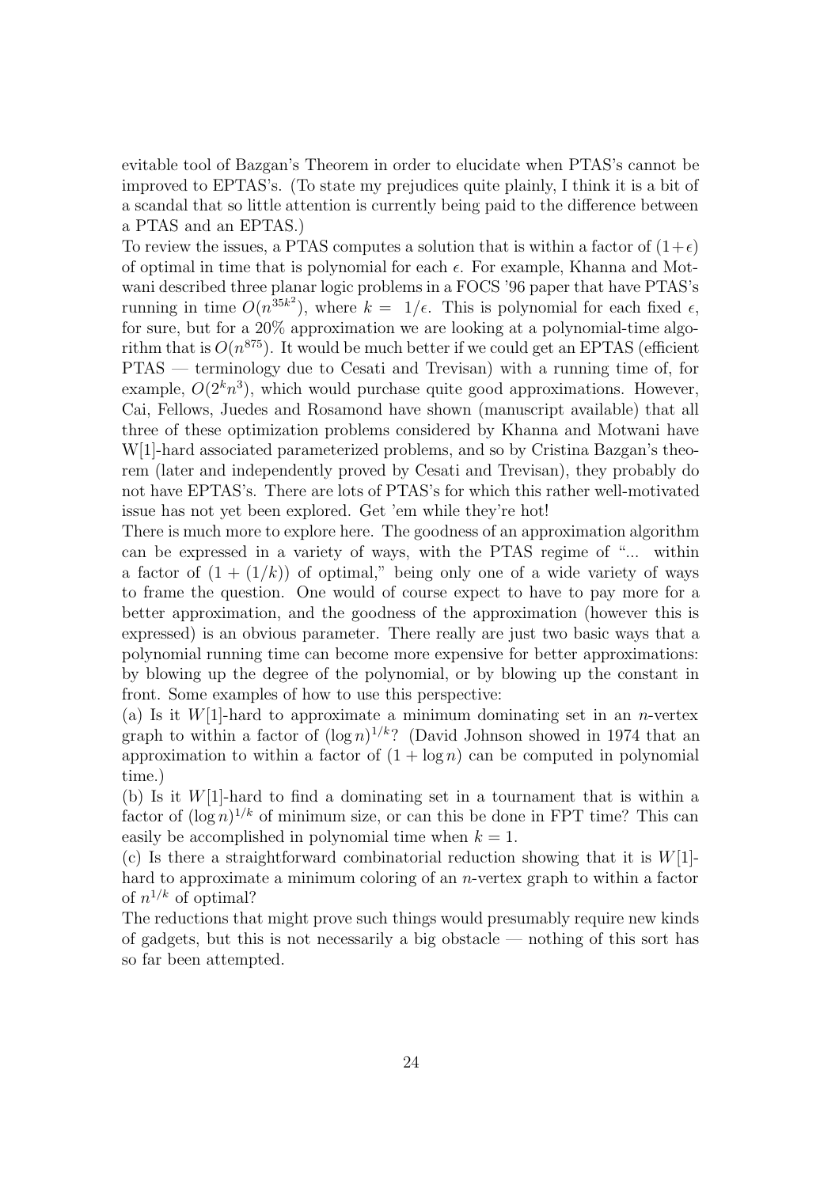evitable tool of Bazgan's Theorem in order to elucidate when PTAS's cannot be improved to EPTAS's. (To state my prejudices quite plainly, I think it is a bit of a scandal that so little attention is currently being paid to the difference between a PTAS and an EPTAS.)

To review the issues, a PTAS computes a solution that is within a factor of $(1+\epsilon)$ of optimal in time that is polynomial for each $\epsilon$. For example, Khanna and Motwani described three planar logic problems in a FOCS '96 paper that have PTAS's running in time $O(n^{35k^2})$, where $k = 1/\epsilon$. This is polynomial for each fixed $\epsilon$, for sure, but for a 20% approximation we are looking at a polynomial-time algorithm that is $O(n^{875})$. It would be much better if we could get an EPTAS (efficient PTAS — terminology due to Cesati and Trevisan) with a running time of, for example, $O(2^k n^3)$, which would purchase quite good approximations. However, Cai, Fellows, Juedes and Rosamond have shown (manuscript available) that all three of these optimization problems considered by Khanna and Motwani have W[1]-hard associated parameterized problems, and so by Cristina Bazgan's theorem (later and independently proved by Cesati and Trevisan), they probably do not have EPTAS's. There are lots of PTAS's for which this rather well-motivated issue has not yet been explored. Get 'em while they're hot!

There is much more to explore here. The goodness of an approximation algorithm can be expressed in a variety of ways, with the PTAS regime of "... within a factor of $(1 + (1/k))$ of optimal," being only one of a wide variety of ways to frame the question. One would of course expect to have to pay more for a better approximation, and the goodness of the approximation (however this is expressed) is an obvious parameter. There really are just two basic ways that a polynomial running time can become more expensive for better approximations: by blowing up the degree of the polynomial, or by blowing up the constant in front. Some examples of how to use this perspective:

(a) Is it $W[1]$-hard to approximate a minimum dominating set in an $n$-vertex graph to within a factor of $(\log n)^{1/k}$? (David Johnson showed in 1974 that an approximation to within a factor of $(1 + \log n)$ can be computed in polynomial time.)

(b) Is it $W[1]$-hard to find a dominating set in a tournament that is within a factor of $(\log n)^{1/k}$ of minimum size, or can this be done in FPT time? This can easily be accomplished in polynomial time when $k = 1$.

(c) Is there a straightforward combinatorial reduction showing that it is $W[1]$-hard to approximate a minimum coloring of an $n$-vertex graph to within a factor of $n^{1/k}$ of optimal?

The reductions that might prove such things would presumably require new kinds of gadgets, but this is not necessarily a big obstacle — nothing of this sort has so far been attempted.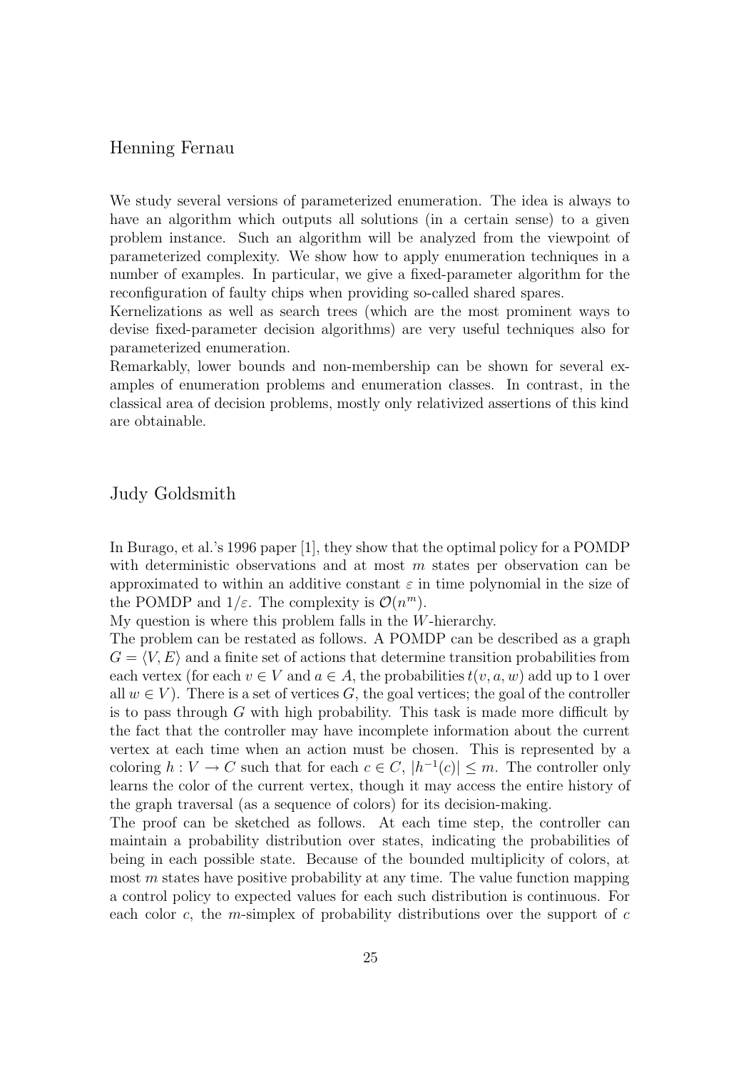## Henning Fernau

We study several versions of parameterized enumeration. The idea is always to have an algorithm which outputs all solutions (in a certain sense) to a given problem instance. Such an algorithm will be analyzed from the viewpoint of parameterized complexity. We show how to apply enumeration techniques in a number of examples. In particular, we give a fixed-parameter algorithm for the reconfiguration of faulty chips when providing so-called shared spares.

Kernelizations as well as search trees (which are the most prominent ways to devise fixed-parameter decision algorithms) are very useful techniques also for parameterized enumeration.

Remarkably, lower bounds and non-membership can be shown for several examples of enumeration problems and enumeration classes. In contrast, in the classical area of decision problems, mostly only relativized assertions of this kind are obtainable.

## Judy Goldsmith

In Burago, et al.'s 1996 paper [1], they show that the optimal policy for a POMDP with deterministic observations and at most $m$ states per observation can be approximated to within an additive constant $\varepsilon$ in time polynomial in the size of the POMDP and $1/\varepsilon$. The complexity is $\mathcal{O}(n^m)$.

My question is where this problem falls in the $W$-hierarchy.

The problem can be restated as follows. A POMDP can be described as a graph $G = \langle V, E\rangle$ and a finite set of actions that determine transition probabilities from each vertex (for each $v \in V$ and $a \in A$, the probabilities $t(v, a, w)$ add up to 1 over all $w \in V$). There is a set of vertices $G$, the goal vertices; the goal of the controller is to pass through $G$ with high probability. This task is made more difficult by the fact that the controller may have incomplete information about the current vertex at each time when an action must be chosen. This is represented by a coloring $h : V \to C$ such that for each $c \in C$, $|h^{-1}(c)| \leq m$. The controller only learns the color of the current vertex, though it may access the entire history of the graph traversal (as a sequence of colors) for its decision-making.

The proof can be sketched as follows. At each time step, the controller can maintain a probability distribution over states, indicating the probabilities of being in each possible state. Because of the bounded multiplicity of colors, at most $m$ states have positive probability at any time. The value function mapping a control policy to expected values for each such distribution is continuous. For each color $c$, the $m$-simplex of probability distributions over the support of $c$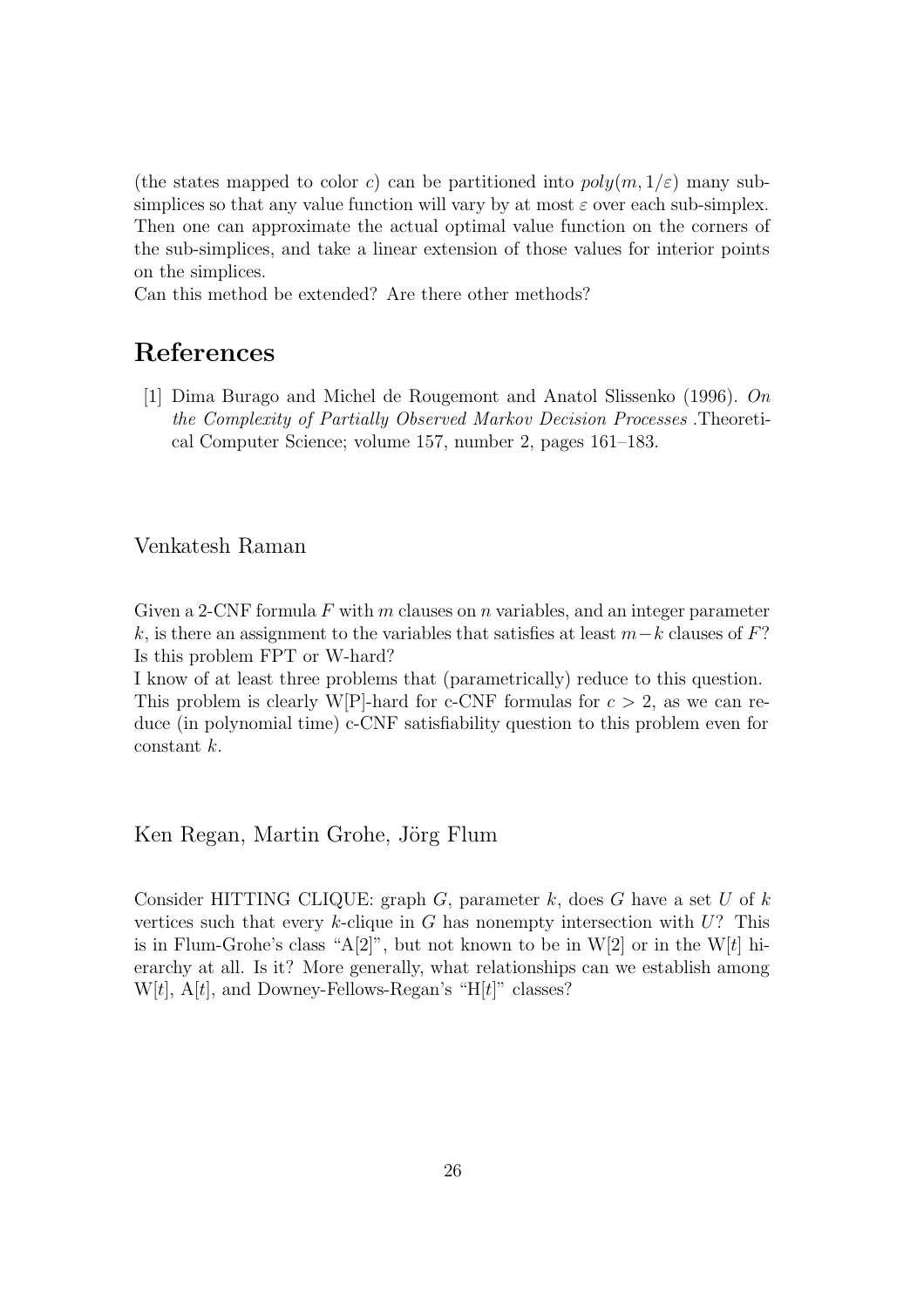(the states mapped to color $c$) can be partitioned into $poly(m, 1/\varepsilon)$ many sub-simplices so that any value function will vary by at most $\varepsilon$ over each sub-simplex. Then one can approximate the actual optimal value function on the corners of the sub-simplices, and take a linear extension of those values for interior points on the simplices.
Can this method be extended? Are there other methods?

## References

[1] Dima Burago and Michel de Rougemont and Anatol Slissenko (1996). *On the Complexity of Partially Observed Markov Decision Processes* .Theoretical Computer Science; volume 157, number 2, pages 161–183.

### Venkatesh Raman

Given a 2-CNF formula $F$ with $m$ clauses on $n$ variables, and an integer parameter $k$, is there an assignment to the variables that satisfies at least $m-k$ clauses of $F$? Is this problem FPT or W-hard?
I know of at least three problems that (parametrically) reduce to this question.
This problem is clearly W[P]-hard for c-CNF formulas for $c > 2$, as we can reduce (in polynomial time) c-CNF satisfiability question to this problem even for constant $k$.

### Ken Regan, Martin Grohe, Jörg Flum

Consider HITTING CLIQUE: graph $G$, parameter $k$, does $G$ have a set $U$ of $k$ vertices such that every $k$-clique in $G$ has nonempty intersection with $U$? This is in Flum-Grohe's class "A[2]", but not known to be in W[2] or in the W[$t$] hierarchy at all. Is it? More generally, what relationships can we establish among W[$t$], A[$t$], and Downey-Fellows-Regan's "H[$t$]" classes?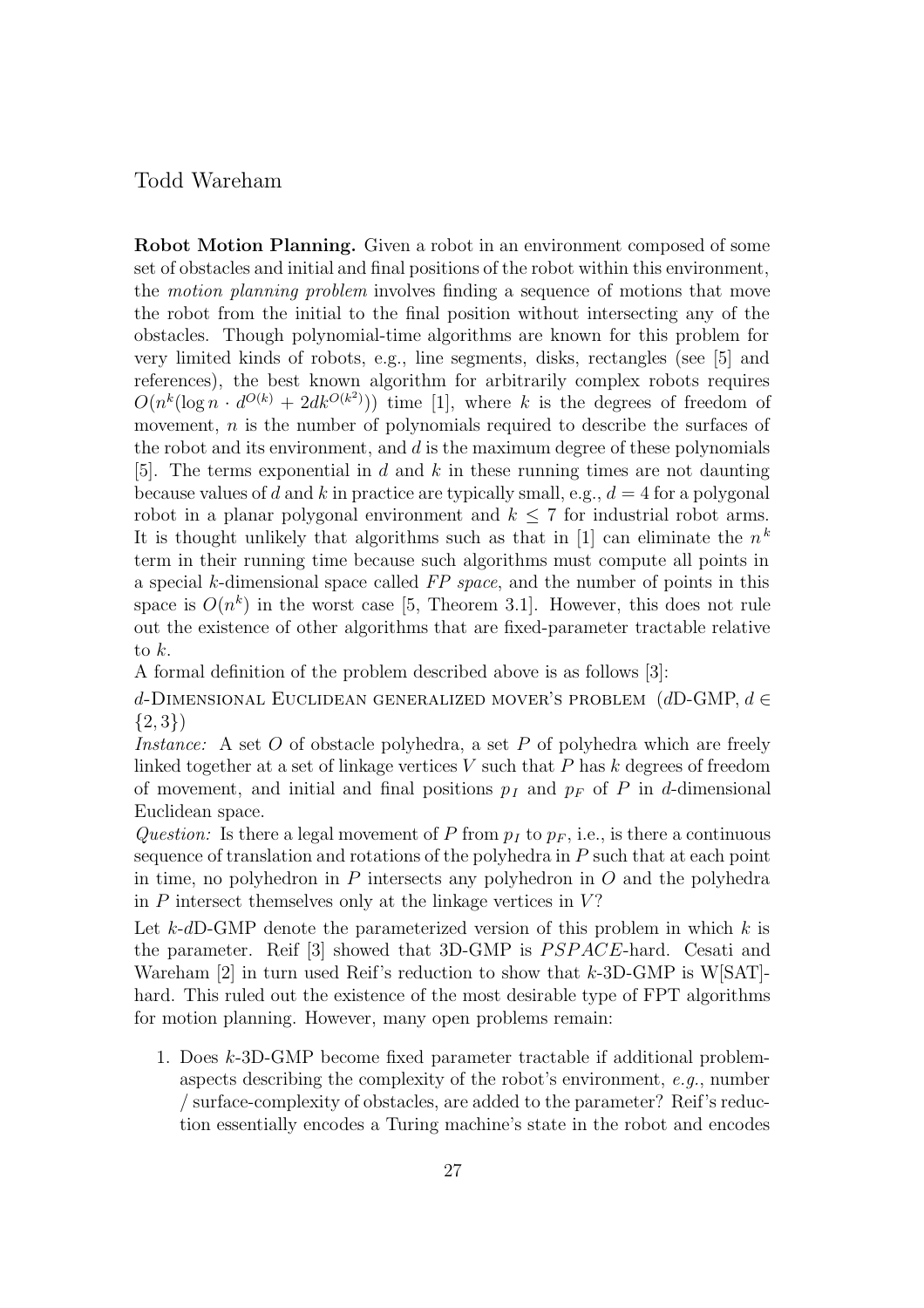Todd Wareham

**Robot Motion Planning.** Given a robot in an environment composed of some set of obstacles and initial and final positions of the robot within this environment, the *motion planning problem* involves finding a sequence of motions that move the robot from the initial to the final position without intersecting any of the obstacles. Though polynomial-time algorithms are known for this problem for very limited kinds of robots, e.g., line segments, disks, rectangles (see [5] and references), the best known algorithm for arbitrarily complex robots requires $O(n^k(\log n \cdot d^{O(k)} + 2dk^{O(k^2)}))$ time [1], where $k$ is the degrees of freedom of movement, $n$ is the number of polynomials required to describe the surfaces of the robot and its environment, and $d$ is the maximum degree of these polynomials [5]. The terms exponential in $d$ and $k$ in these running times are not daunting because values of $d$ and $k$ in practice are typically small, e.g., $d = 4$ for a polygonal robot in a planar polygonal environment and $k \leq 7$ for industrial robot arms. It is thought unlikely that algorithms such as that in [1] can eliminate the $n^k$ term in their running time because such algorithms must compute all points in a special $k$-dimensional space called *FP space*, and the number of points in this space is $O(n^k)$ in the worst case [5, Theorem 3.1]. However, this does not rule out the existence of other algorithms that are fixed-parameter tractable relative to $k$.

A formal definition of the problem described above is as follows [3]:

$d$-DIMENSIONAL EUCLIDEAN GENERALIZED MOVER'S PROBLEM ($d$D-GMP, $d \in \{2, 3\}$)

*Instance:* A set $O$ of obstacle polyhedra, a set $P$ of polyhedra which are freely linked together at a set of linkage vertices $V$ such that $P$ has $k$ degrees of freedom of movement, and initial and final positions $p_I$ and $p_F$ of $P$ in $d$-dimensional Euclidean space.

*Question:* Is there a legal movement of $P$ from $p_I$ to $p_F$, i.e., is there a continuous sequence of translation and rotations of the polyhedra in $P$ such that at each point in time, no polyhedron in $P$ intersects any polyhedron in $O$ and the polyhedra in $P$ intersect themselves only at the linkage vertices in $V$?

Let $k$-$d$D-GMP denote the parameterized version of this problem in which $k$ is the parameter. Reif [3] showed that 3D-GMP is $PSPACE$-hard. Cesati and Wareham [2] in turn used Reif's reduction to show that $k$-3D-GMP is W[SAT]-hard. This ruled out the existence of the most desirable type of FPT algorithms for motion planning. However, many open problems remain:

1. Does $k$-3D-GMP become fixed parameter tractable if additional problem-aspects describing the complexity of the robot's environment, *e.g.*, number / surface-complexity of obstacles, are added to the parameter? Reif's reduction essentially encodes a Turing machine's state in the robot and encodes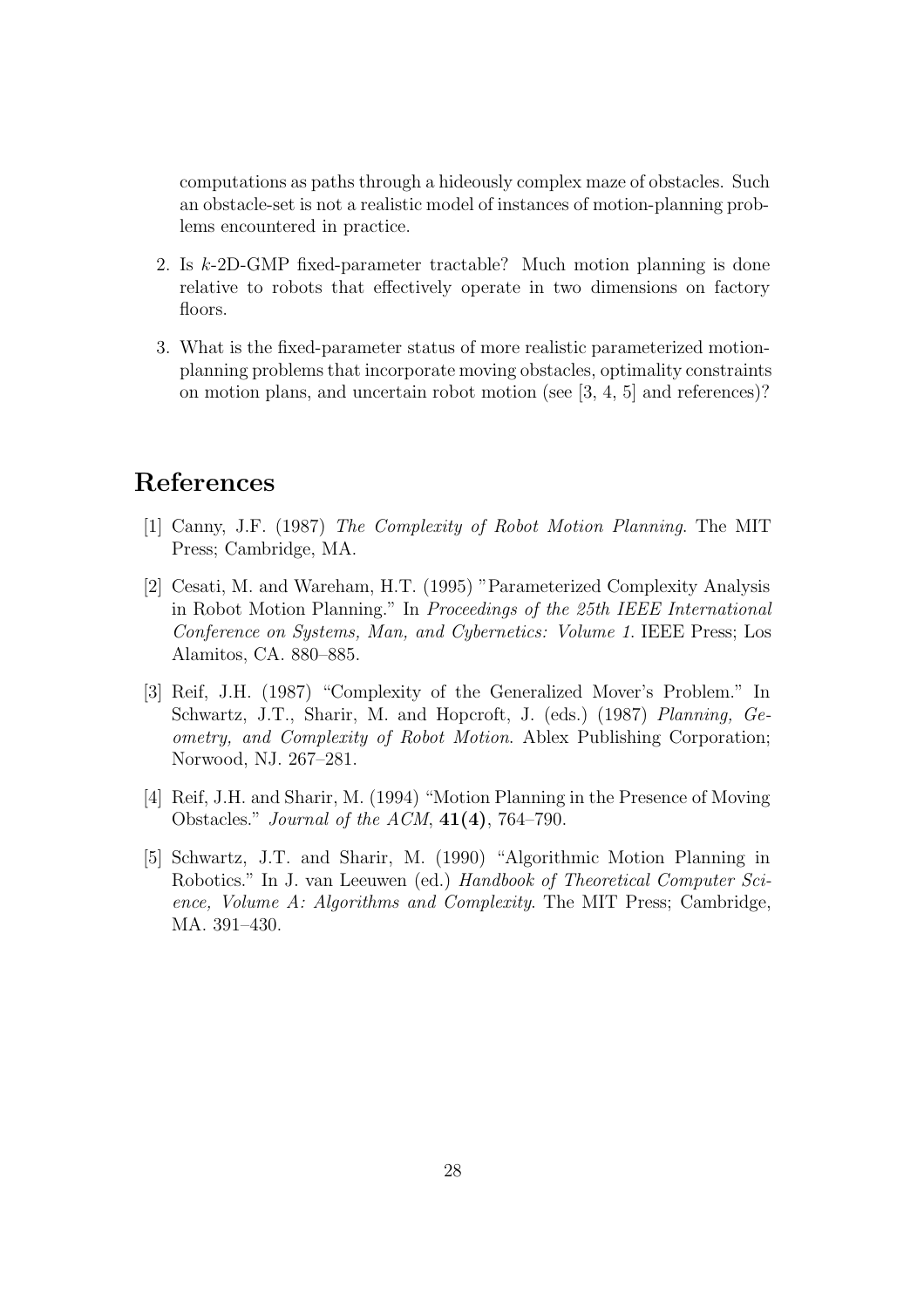computations as paths through a hideously complex maze of obstacles. Such an obstacle-set is not a realistic model of instances of motion-planning problems encountered in practice.

2. Is $k$-2D-GMP fixed-parameter tractable? Much motion planning is done relative to robots that effectively operate in two dimensions on factory floors.

3. What is the fixed-parameter status of more realistic parameterized motion-planning problems that incorporate moving obstacles, optimality constraints on motion plans, and uncertain robot motion (see [3, 4, 5] and references)?

# References

[1] Canny, J.F. (1987) *The Complexity of Robot Motion Planning*. The MIT Press; Cambridge, MA.

[2] Cesati, M. and Wareham, H.T. (1995) "Parameterized Complexity Analysis in Robot Motion Planning." In *Proceedings of the 25th IEEE International Conference on Systems, Man, and Cybernetics: Volume 1*. IEEE Press; Los Alamitos, CA. 880–885.

[3] Reif, J.H. (1987) "Complexity of the Generalized Mover's Problem." In Schwartz, J.T., Sharir, M. and Hopcroft, J. (eds.) (1987) *Planning, Geometry, and Complexity of Robot Motion*. Ablex Publishing Corporation; Norwood, NJ. 267–281.

[4] Reif, J.H. and Sharir, M. (1994) "Motion Planning in the Presence of Moving Obstacles." *Journal of the ACM*, **41(4)**, 764–790.

[5] Schwartz, J.T. and Sharir, M. (1990) "Algorithmic Motion Planning in Robotics." In J. van Leeuwen (ed.) *Handbook of Theoretical Computer Science, Volume A: Algorithms and Complexity*. The MIT Press; Cambridge, MA. 391–430.